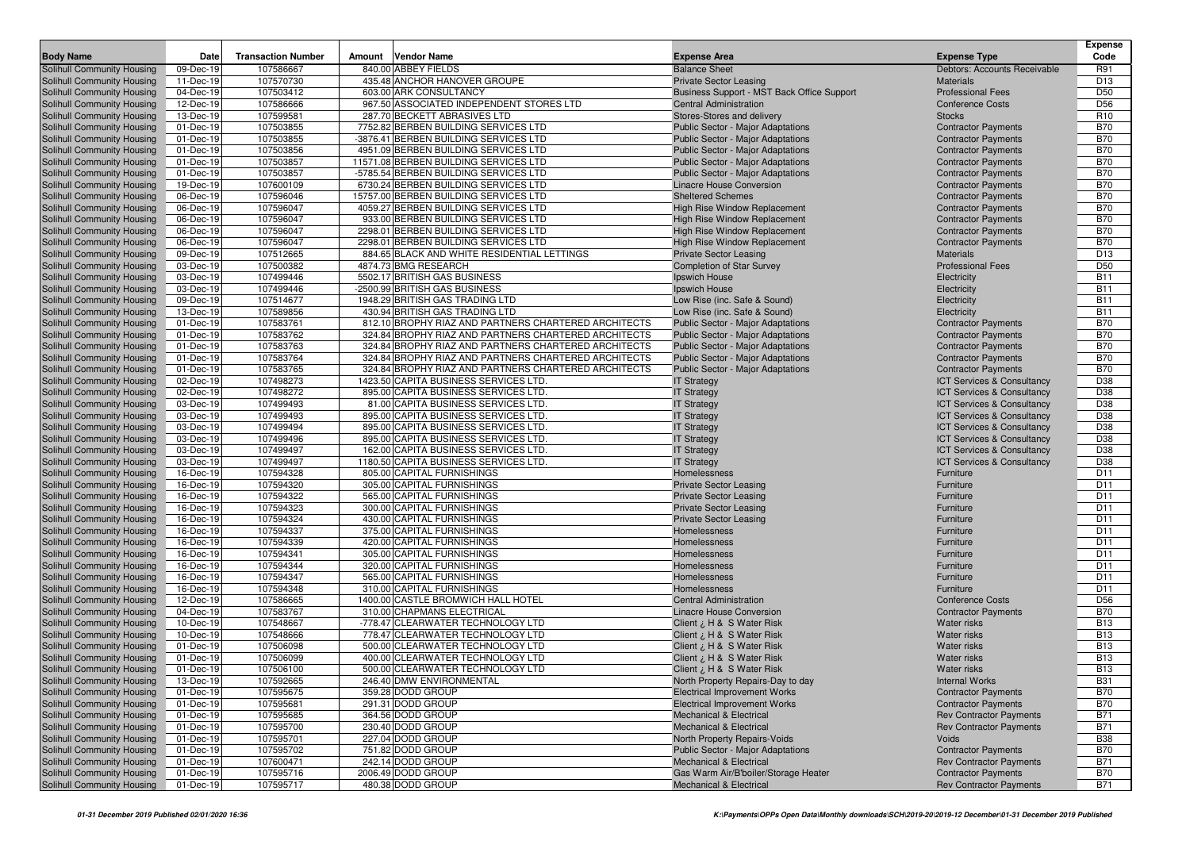| Body Name | Date | Transaction Number | Amount | Vendor Name | Expense Area | Expense Type | Expense Code |
|---|---|---|---|---|---|---|---|
| Solihull Community Housing | 09-Dec-19 | 107586667 | 840.00 | ABBEY FIELDS | Balance Sheet | Debtors: Accounts Receivable | R91 |
| Solihull Community Housing | 11-Dec-19 | 107570730 | 435.48 | ANCHOR HANOVER GROUPE | Private Sector Leasing | Materials | D13 |
| Solihull Community Housing | 04-Dec-19 | 107503412 | 603.00 | ARK CONSULTANCY | Business Support - MST Back Office Support | Professional Fees | D50 |
| Solihull Community Housing | 12-Dec-19 | 107586666 | 967.50 | ASSOCIATED INDEPENDENT STORES LTD | Central Administration | Conference Costs | D56 |
| Solihull Community Housing | 13-Dec-19 | 107599581 | 287.70 | BECKETT ABRASIVES LTD | Stores-Stores and delivery | Stocks | R10 |
| Solihull Community Housing | 01-Dec-19 | 107503855 | 7752.82 | BERBEN BUILDING SERVICES LTD | Public Sector - Major Adaptations | Contractor Payments | B70 |
| Solihull Community Housing | 01-Dec-19 | 107503855 | -3876.41 | BERBEN BUILDING SERVICES LTD | Public Sector - Major Adaptations | Contractor Payments | B70 |
| Solihull Community Housing | 01-Dec-19 | 107503856 | 4951.09 | BERBEN BUILDING SERVICES LTD | Public Sector - Major Adaptations | Contractor Payments | B70 |
| Solihull Community Housing | 01-Dec-19 | 107503857 | 11571.08 | BERBEN BUILDING SERVICES LTD | Public Sector - Major Adaptations | Contractor Payments | B70 |
| Solihull Community Housing | 01-Dec-19 | 107503857 | -5785.54 | BERBEN BUILDING SERVICES LTD | Public Sector - Major Adaptations | Contractor Payments | B70 |
| Solihull Community Housing | 19-Dec-19 | 107600109 | 6730.24 | BERBEN BUILDING SERVICES LTD | Linacre House Conversion | Contractor Payments | B70 |
| Solihull Community Housing | 06-Dec-19 | 107596046 | 15757.00 | BERBEN BUILDING SERVICES LTD | Sheltered Schemes | Contractor Payments | B70 |
| Solihull Community Housing | 06-Dec-19 | 107596047 | 4059.27 | BERBEN BUILDING SERVICES LTD | High Rise Window Replacement | Contractor Payments | B70 |
| Solihull Community Housing | 06-Dec-19 | 107596047 | 933.00 | BERBEN BUILDING SERVICES LTD | High Rise Window Replacement | Contractor Payments | B70 |
| Solihull Community Housing | 06-Dec-19 | 107596047 | 2298.01 | BERBEN BUILDING SERVICES LTD | High Rise Window Replacement | Contractor Payments | B70 |
| Solihull Community Housing | 06-Dec-19 | 107596047 | 2298.01 | BERBEN BUILDING SERVICES LTD | High Rise Window Replacement | Contractor Payments | B70 |
| Solihull Community Housing | 09-Dec-19 | 107512665 | 884.65 | BLACK AND WHITE RESIDENTIAL LETTINGS | Private Sector Leasing | Materials | D13 |
| Solihull Community Housing | 03-Dec-19 | 107500382 | 4874.73 | BMG RESEARCH | Completion of Star Survey | Professional Fees | D50 |
| Solihull Community Housing | 03-Dec-19 | 107499446 | 5502.17 | BRITISH GAS BUSINESS | Ipswich House | Electricity | B11 |
| Solihull Community Housing | 03-Dec-19 | 107499446 | -2500.99 | BRITISH GAS BUSINESS | Ipswich House | Electricity | B11 |
| Solihull Community Housing | 09-Dec-19 | 107514677 | 1948.29 | BRITISH GAS TRADING LTD | Low Rise (inc. Safe & Sound) | Electricity | B11 |
| Solihull Community Housing | 13-Dec-19 | 107589856 | 430.94 | BRITISH GAS TRADING LTD | Low Rise (inc. Safe & Sound) | Electricity | B11 |
| Solihull Community Housing | 01-Dec-19 | 107583761 | 812.10 | BROPHY RIAZ AND PARTNERS CHARTERED ARCHITECTS | Public Sector - Major Adaptations | Contractor Payments | B70 |
| Solihull Community Housing | 01-Dec-19 | 107583762 | 324.84 | BROPHY RIAZ AND PARTNERS CHARTERED ARCHITECTS | Public Sector - Major Adaptations | Contractor Payments | B70 |
| Solihull Community Housing | 01-Dec-19 | 107583763 | 324.84 | BROPHY RIAZ AND PARTNERS CHARTERED ARCHITECTS | Public Sector - Major Adaptations | Contractor Payments | B70 |
| Solihull Community Housing | 01-Dec-19 | 107583764 | 324.84 | BROPHY RIAZ AND PARTNERS CHARTERED ARCHITECTS | Public Sector - Major Adaptations | Contractor Payments | B70 |
| Solihull Community Housing | 01-Dec-19 | 107583765 | 324.84 | BROPHY RIAZ AND PARTNERS CHARTERED ARCHITECTS | Public Sector - Major Adaptations | Contractor Payments | B70 |
| Solihull Community Housing | 02-Dec-19 | 107498273 | 1423.50 | CAPITA BUSINESS SERVICES LTD. | IT Strategy | ICT Services & Consultancy | D38 |
| Solihull Community Housing | 02-Dec-19 | 107498272 | 895.00 | CAPITA BUSINESS SERVICES LTD. | IT Strategy | ICT Services & Consultancy | D38 |
| Solihull Community Housing | 03-Dec-19 | 107499493 | 81.00 | CAPITA BUSINESS SERVICES LTD. | IT Strategy | ICT Services & Consultancy | D38 |
| Solihull Community Housing | 03-Dec-19 | 107499493 | 895.00 | CAPITA BUSINESS SERVICES LTD. | IT Strategy | ICT Services & Consultancy | D38 |
| Solihull Community Housing | 03-Dec-19 | 107499494 | 895.00 | CAPITA BUSINESS SERVICES LTD. | IT Strategy | ICT Services & Consultancy | D38 |
| Solihull Community Housing | 03-Dec-19 | 107499496 | 895.00 | CAPITA BUSINESS SERVICES LTD. | IT Strategy | ICT Services & Consultancy | D38 |
| Solihull Community Housing | 03-Dec-19 | 107499497 | 162.00 | CAPITA BUSINESS SERVICES LTD. | IT Strategy | ICT Services & Consultancy | D38 |
| Solihull Community Housing | 03-Dec-19 | 107499497 | 1180.50 | CAPITA BUSINESS SERVICES LTD. | IT Strategy | ICT Services & Consultancy | D38 |
| Solihull Community Housing | 16-Dec-19 | 107594328 | 805.00 | CAPITAL FURNISHINGS | Homelessness | Furniture | D11 |
| Solihull Community Housing | 16-Dec-19 | 107594320 | 305.00 | CAPITAL FURNISHINGS | Private Sector Leasing | Furniture | D11 |
| Solihull Community Housing | 16-Dec-19 | 107594322 | 565.00 | CAPITAL FURNISHINGS | Private Sector Leasing | Furniture | D11 |
| Solihull Community Housing | 16-Dec-19 | 107594323 | 300.00 | CAPITAL FURNISHINGS | Private Sector Leasing | Furniture | D11 |
| Solihull Community Housing | 16-Dec-19 | 107594324 | 430.00 | CAPITAL FURNISHINGS | Private Sector Leasing | Furniture | D11 |
| Solihull Community Housing | 16-Dec-19 | 107594337 | 375.00 | CAPITAL FURNISHINGS | Homelessness | Furniture | D11 |
| Solihull Community Housing | 16-Dec-19 | 107594339 | 420.00 | CAPITAL FURNISHINGS | Homelessness | Furniture | D11 |
| Solihull Community Housing | 16-Dec-19 | 107594341 | 305.00 | CAPITAL FURNISHINGS | Homelessness | Furniture | D11 |
| Solihull Community Housing | 16-Dec-19 | 107594344 | 320.00 | CAPITAL FURNISHINGS | Homelessness | Furniture | D11 |
| Solihull Community Housing | 16-Dec-19 | 107594347 | 565.00 | CAPITAL FURNISHINGS | Homelessness | Furniture | D11 |
| Solihull Community Housing | 16-Dec-19 | 107594348 | 310.00 | CAPITAL FURNISHINGS | Homelessness | Furniture | D11 |
| Solihull Community Housing | 12-Dec-19 | 107586665 | 1400.00 | CASTLE BROMWICH HALL HOTEL | Central Administration | Conference Costs | D56 |
| Solihull Community Housing | 04-Dec-19 | 107583767 | 310.00 | CHAPMANS ELECTRICAL | Linacre House Conversion | Contractor Payments | B70 |
| Solihull Community Housing | 10-Dec-19 | 107548667 | -778.47 | CLEARWATER TECHNOLOGY LTD | Client ¿ H & S Water Risk | Water risks | B13 |
| Solihull Community Housing | 10-Dec-19 | 107548666 | 778.47 | CLEARWATER TECHNOLOGY LTD | Client ¿ H & S Water Risk | Water risks | B13 |
| Solihull Community Housing | 01-Dec-19 | 107506098 | 500.00 | CLEARWATER TECHNOLOGY LTD | Client ¿ H & S Water Risk | Water risks | B13 |
| Solihull Community Housing | 01-Dec-19 | 107506099 | 400.00 | CLEARWATER TECHNOLOGY LTD | Client ¿ H & S Water Risk | Water risks | B13 |
| Solihull Community Housing | 01-Dec-19 | 107506100 | 500.00 | CLEARWATER TECHNOLOGY LTD | Client ¿ H & S Water Risk | Water risks | B13 |
| Solihull Community Housing | 13-Dec-19 | 107592665 | 246.40 | DMW ENVIRONMENTAL | North Property Repairs-Day to day | Internal Works | B31 |
| Solihull Community Housing | 01-Dec-19 | 107595675 | 359.28 | DODD GROUP | Electrical Improvement Works | Contractor Payments | B70 |
| Solihull Community Housing | 01-Dec-19 | 107595681 | 291.31 | DODD GROUP | Electrical Improvement Works | Contractor Payments | B70 |
| Solihull Community Housing | 01-Dec-19 | 107595685 | 364.56 | DODD GROUP | Mechanical & Electrical | Rev Contractor Payments | B71 |
| Solihull Community Housing | 01-Dec-19 | 107595700 | 230.40 | DODD GROUP | Mechanical & Electrical | Rev Contractor Payments | B71 |
| Solihull Community Housing | 01-Dec-19 | 107595701 | 227.04 | DODD GROUP | North Property Repairs-Voids | Voids | B38 |
| Solihull Community Housing | 01-Dec-19 | 107595702 | 751.82 | DODD GROUP | Public Sector - Major Adaptations | Contractor Payments | B70 |
| Solihull Community Housing | 01-Dec-19 | 107600471 | 242.14 | DODD GROUP | Mechanical & Electrical | Rev Contractor Payments | B71 |
| Solihull Community Housing | 01-Dec-19 | 107595716 | 2006.49 | DODD GROUP | Gas Warm Air/B'boiler/Storage Heater | Contractor Payments | B70 |
| Solihull Community Housing | 01-Dec-19 | 107595717 | 480.38 | DODD GROUP | Mechanical & Electrical | Rev Contractor Payments | B71 |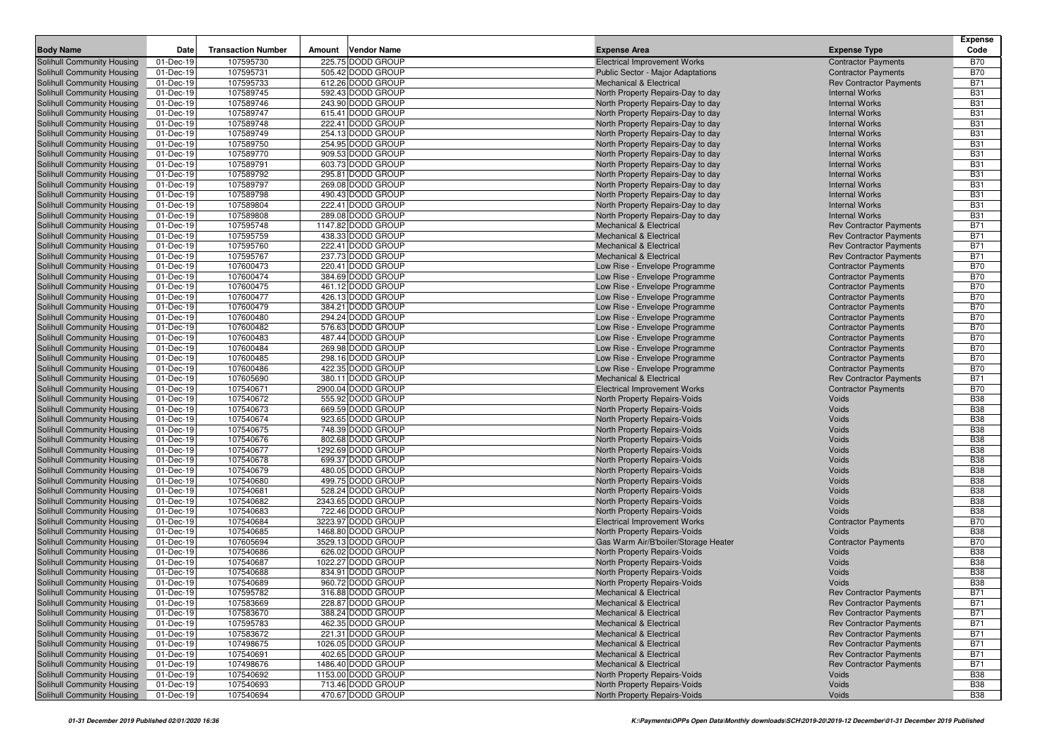| Body Name | Date | Transaction Number | Amount | Vendor Name | Expense Area | Expense Type | Expense Code |
|---|---|---|---|---|---|---|---|
| Solihull Community Housing | 01-Dec-19 | 107595730 | 225.75 | DODD GROUP | Electrical Improvement Works | Contractor Payments | B70 |
| Solihull Community Housing | 01-Dec-19 | 107595731 | 505.42 | DODD GROUP | Public Sector - Major Adaptations | Contractor Payments | B70 |
| Solihull Community Housing | 01-Dec-19 | 107595733 | 612.26 | DODD GROUP | Mechanical & Electrical | Rev Contractor Payments | B71 |
| Solihull Community Housing | 01-Dec-19 | 107589745 | 592.43 | DODD GROUP | North Property Repairs-Day to day | Internal Works | B31 |
| Solihull Community Housing | 01-Dec-19 | 107589746 | 243.90 | DODD GROUP | North Property Repairs-Day to day | Internal Works | B31 |
| Solihull Community Housing | 01-Dec-19 | 107589747 | 615.41 | DODD GROUP | North Property Repairs-Day to day | Internal Works | B31 |
| Solihull Community Housing | 01-Dec-19 | 107589748 | 222.41 | DODD GROUP | North Property Repairs-Day to day | Internal Works | B31 |
| Solihull Community Housing | 01-Dec-19 | 107589749 | 254.13 | DODD GROUP | North Property Repairs-Day to day | Internal Works | B31 |
| Solihull Community Housing | 01-Dec-19 | 107589750 | 254.95 | DODD GROUP | North Property Repairs-Day to day | Internal Works | B31 |
| Solihull Community Housing | 01-Dec-19 | 107589770 | 909.53 | DODD GROUP | North Property Repairs-Day to day | Internal Works | B31 |
| Solihull Community Housing | 01-Dec-19 | 107589791 | 603.73 | DODD GROUP | North Property Repairs-Day to day | Internal Works | B31 |
| Solihull Community Housing | 01-Dec-19 | 107589792 | 295.81 | DODD GROUP | North Property Repairs-Day to day | Internal Works | B31 |
| Solihull Community Housing | 01-Dec-19 | 107589797 | 269.08 | DODD GROUP | North Property Repairs-Day to day | Internal Works | B31 |
| Solihull Community Housing | 01-Dec-19 | 107589798 | 490.43 | DODD GROUP | North Property Repairs-Day to day | Internal Works | B31 |
| Solihull Community Housing | 01-Dec-19 | 107589804 | 222.41 | DODD GROUP | North Property Repairs-Day to day | Internal Works | B31 |
| Solihull Community Housing | 01-Dec-19 | 107589808 | 289.08 | DODD GROUP | North Property Repairs-Day to day | Internal Works | B31 |
| Solihull Community Housing | 01-Dec-19 | 107595748 | 1147.82 | DODD GROUP | Mechanical & Electrical | Rev Contractor Payments | B71 |
| Solihull Community Housing | 01-Dec-19 | 107595759 | 438.33 | DODD GROUP | Mechanical & Electrical | Rev Contractor Payments | B71 |
| Solihull Community Housing | 01-Dec-19 | 107595760 | 222.41 | DODD GROUP | Mechanical & Electrical | Rev Contractor Payments | B71 |
| Solihull Community Housing | 01-Dec-19 | 107595767 | 237.73 | DODD GROUP | Mechanical & Electrical | Rev Contractor Payments | B71 |
| Solihull Community Housing | 01-Dec-19 | 107600473 | 220.41 | DODD GROUP | Low Rise - Envelope Programme | Contractor Payments | B70 |
| Solihull Community Housing | 01-Dec-19 | 107600474 | 384.69 | DODD GROUP | Low Rise - Envelope Programme | Contractor Payments | B70 |
| Solihull Community Housing | 01-Dec-19 | 107600475 | 461.12 | DODD GROUP | Low Rise - Envelope Programme | Contractor Payments | B70 |
| Solihull Community Housing | 01-Dec-19 | 107600477 | 426.13 | DODD GROUP | Low Rise - Envelope Programme | Contractor Payments | B70 |
| Solihull Community Housing | 01-Dec-19 | 107600479 | 384.21 | DODD GROUP | Low Rise - Envelope Programme | Contractor Payments | B70 |
| Solihull Community Housing | 01-Dec-19 | 107600480 | 294.24 | DODD GROUP | Low Rise - Envelope Programme | Contractor Payments | B70 |
| Solihull Community Housing | 01-Dec-19 | 107600482 | 576.63 | DODD GROUP | Low Rise - Envelope Programme | Contractor Payments | B70 |
| Solihull Community Housing | 01-Dec-19 | 107600483 | 487.44 | DODD GROUP | Low Rise - Envelope Programme | Contractor Payments | B70 |
| Solihull Community Housing | 01-Dec-19 | 107600484 | 269.98 | DODD GROUP | Low Rise - Envelope Programme | Contractor Payments | B70 |
| Solihull Community Housing | 01-Dec-19 | 107600485 | 298.16 | DODD GROUP | Low Rise - Envelope Programme | Contractor Payments | B70 |
| Solihull Community Housing | 01-Dec-19 | 107600486 | 422.35 | DODD GROUP | Low Rise - Envelope Programme | Contractor Payments | B70 |
| Solihull Community Housing | 01-Dec-19 | 107605690 | 380.11 | DODD GROUP | Mechanical & Electrical | Rev Contractor Payments | B71 |
| Solihull Community Housing | 01-Dec-19 | 107540671 | 2900.04 | DODD GROUP | Electrical Improvement Works | Contractor Payments | B70 |
| Solihull Community Housing | 01-Dec-19 | 107540672 | 555.92 | DODD GROUP | North Property Repairs-Voids | Voids | B38 |
| Solihull Community Housing | 01-Dec-19 | 107540673 | 669.59 | DODD GROUP | North Property Repairs-Voids | Voids | B38 |
| Solihull Community Housing | 01-Dec-19 | 107540674 | 923.65 | DODD GROUP | North Property Repairs-Voids | Voids | B38 |
| Solihull Community Housing | 01-Dec-19 | 107540675 | 748.39 | DODD GROUP | North Property Repairs-Voids | Voids | B38 |
| Solihull Community Housing | 01-Dec-19 | 107540676 | 802.68 | DODD GROUP | North Property Repairs-Voids | Voids | B38 |
| Solihull Community Housing | 01-Dec-19 | 107540677 | 1292.69 | DODD GROUP | North Property Repairs-Voids | Voids | B38 |
| Solihull Community Housing | 01-Dec-19 | 107540678 | 699.37 | DODD GROUP | North Property Repairs-Voids | Voids | B38 |
| Solihull Community Housing | 01-Dec-19 | 107540679 | 480.05 | DODD GROUP | North Property Repairs-Voids | Voids | B38 |
| Solihull Community Housing | 01-Dec-19 | 107540680 | 499.75 | DODD GROUP | North Property Repairs-Voids | Voids | B38 |
| Solihull Community Housing | 01-Dec-19 | 107540681 | 528.24 | DODD GROUP | North Property Repairs-Voids | Voids | B38 |
| Solihull Community Housing | 01-Dec-19 | 107540682 | 2343.65 | DODD GROUP | North Property Repairs-Voids | Voids | B38 |
| Solihull Community Housing | 01-Dec-19 | 107540683 | 722.46 | DODD GROUP | North Property Repairs-Voids | Voids | B38 |
| Solihull Community Housing | 01-Dec-19 | 107540684 | 3223.97 | DODD GROUP | Electrical Improvement Works | Contractor Payments | B70 |
| Solihull Community Housing | 01-Dec-19 | 107540685 | 1468.80 | DODD GROUP | North Property Repairs-Voids | Voids | B38 |
| Solihull Community Housing | 01-Dec-19 | 107605694 | 3529.13 | DODD GROUP | Gas Warm Air/B'boiler/Storage Heater | Contractor Payments | B70 |
| Solihull Community Housing | 01-Dec-19 | 107540686 | 626.02 | DODD GROUP | North Property Repairs-Voids | Voids | B38 |
| Solihull Community Housing | 01-Dec-19 | 107540687 | 1022.27 | DODD GROUP | North Property Repairs-Voids | Voids | B38 |
| Solihull Community Housing | 01-Dec-19 | 107540688 | 834.91 | DODD GROUP | North Property Repairs-Voids | Voids | B38 |
| Solihull Community Housing | 01-Dec-19 | 107540689 | 960.72 | DODD GROUP | North Property Repairs-Voids | Voids | B38 |
| Solihull Community Housing | 01-Dec-19 | 107595782 | 316.88 | DODD GROUP | Mechanical & Electrical | Rev Contractor Payments | B71 |
| Solihull Community Housing | 01-Dec-19 | 107583669 | 228.87 | DODD GROUP | Mechanical & Electrical | Rev Contractor Payments | B71 |
| Solihull Community Housing | 01-Dec-19 | 107583670 | 388.24 | DODD GROUP | Mechanical & Electrical | Rev Contractor Payments | B71 |
| Solihull Community Housing | 01-Dec-19 | 107595783 | 462.35 | DODD GROUP | Mechanical & Electrical | Rev Contractor Payments | B71 |
| Solihull Community Housing | 01-Dec-19 | 107583672 | 221.31 | DODD GROUP | Mechanical & Electrical | Rev Contractor Payments | B71 |
| Solihull Community Housing | 01-Dec-19 | 107498675 | 1026.05 | DODD GROUP | Mechanical & Electrical | Rev Contractor Payments | B71 |
| Solihull Community Housing | 01-Dec-19 | 107540691 | 402.65 | DODD GROUP | Mechanical & Electrical | Rev Contractor Payments | B71 |
| Solihull Community Housing | 01-Dec-19 | 107498676 | 1486.40 | DODD GROUP | Mechanical & Electrical | Rev Contractor Payments | B71 |
| Solihull Community Housing | 01-Dec-19 | 107540692 | 1153.00 | DODD GROUP | North Property Repairs-Voids | Voids | B38 |
| Solihull Community Housing | 01-Dec-19 | 107540693 | 713.46 | DODD GROUP | North Property Repairs-Voids | Voids | B38 |
| Solihull Community Housing | 01-Dec-19 | 107540694 | 470.67 | DODD GROUP | North Property Repairs-Voids | Voids | B38 |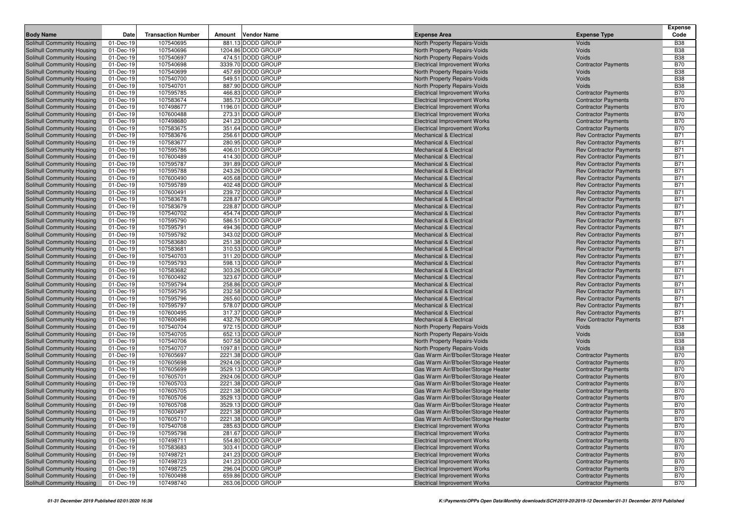| Body Name | Date | Transaction Number | Amount | Vendor Name | Expense Area | Expense Type | Expense Code |
|---|---|---|---|---|---|---|---|
| Solihull Community Housing | 01-Dec-19 | 107540695 | 881.13 | DODD GROUP | North Property Repairs-Voids | Voids | B38 |
| Solihull Community Housing | 01-Dec-19 | 107540696 | 1204.86 | DODD GROUP | North Property Repairs-Voids | Voids | B38 |
| Solihull Community Housing | 01-Dec-19 | 107540697 | 474.51 | DODD GROUP | North Property Repairs-Voids | Voids | B38 |
| Solihull Community Housing | 01-Dec-19 | 107540698 | 3339.70 | DODD GROUP | Electrical Improvement Works | Contractor Payments | B70 |
| Solihull Community Housing | 01-Dec-19 | 107540699 | 457.69 | DODD GROUP | North Property Repairs-Voids | Voids | B38 |
| Solihull Community Housing | 01-Dec-19 | 107540700 | 549.51 | DODD GROUP | North Property Repairs-Voids | Voids | B38 |
| Solihull Community Housing | 01-Dec-19 | 107540701 | 887.90 | DODD GROUP | North Property Repairs-Voids | Voids | B38 |
| Solihull Community Housing | 01-Dec-19 | 107595785 | 466.83 | DODD GROUP | Electrical Improvement Works | Contractor Payments | B70 |
| Solihull Community Housing | 01-Dec-19 | 107583674 | 385.73 | DODD GROUP | Electrical Improvement Works | Contractor Payments | B70 |
| Solihull Community Housing | 01-Dec-19 | 107498677 | 1196.01 | DODD GROUP | Electrical Improvement Works | Contractor Payments | B70 |
| Solihull Community Housing | 01-Dec-19 | 107600488 | 273.31 | DODD GROUP | Electrical Improvement Works | Contractor Payments | B70 |
| Solihull Community Housing | 01-Dec-19 | 107498680 | 241.23 | DODD GROUP | Electrical Improvement Works | Contractor Payments | B70 |
| Solihull Community Housing | 01-Dec-19 | 107583675 | 351.64 | DODD GROUP | Electrical Improvement Works | Contractor Payments | B70 |
| Solihull Community Housing | 01-Dec-19 | 107583676 | 256.61 | DODD GROUP | Mechanical & Electrical | Rev Contractor Payments | B71 |
| Solihull Community Housing | 01-Dec-19 | 107583677 | 280.95 | DODD GROUP | Mechanical & Electrical | Rev Contractor Payments | B71 |
| Solihull Community Housing | 01-Dec-19 | 107595786 | 406.01 | DODD GROUP | Mechanical & Electrical | Rev Contractor Payments | B71 |
| Solihull Community Housing | 01-Dec-19 | 107600489 | 414.30 | DODD GROUP | Mechanical & Electrical | Rev Contractor Payments | B71 |
| Solihull Community Housing | 01-Dec-19 | 107595787 | 391.89 | DODD GROUP | Mechanical & Electrical | Rev Contractor Payments | B71 |
| Solihull Community Housing | 01-Dec-19 | 107595788 | 243.26 | DODD GROUP | Mechanical & Electrical | Rev Contractor Payments | B71 |
| Solihull Community Housing | 01-Dec-19 | 107600490 | 405.68 | DODD GROUP | Mechanical & Electrical | Rev Contractor Payments | B71 |
| Solihull Community Housing | 01-Dec-19 | 107595789 | 402.48 | DODD GROUP | Mechanical & Electrical | Rev Contractor Payments | B71 |
| Solihull Community Housing | 01-Dec-19 | 107600491 | 239.72 | DODD GROUP | Mechanical & Electrical | Rev Contractor Payments | B71 |
| Solihull Community Housing | 01-Dec-19 | 107583678 | 228.87 | DODD GROUP | Mechanical & Electrical | Rev Contractor Payments | B71 |
| Solihull Community Housing | 01-Dec-19 | 107583679 | 228.87 | DODD GROUP | Mechanical & Electrical | Rev Contractor Payments | B71 |
| Solihull Community Housing | 01-Dec-19 | 107540702 | 454.74 | DODD GROUP | Mechanical & Electrical | Rev Contractor Payments | B71 |
| Solihull Community Housing | 01-Dec-19 | 107595790 | 586.51 | DODD GROUP | Mechanical & Electrical | Rev Contractor Payments | B71 |
| Solihull Community Housing | 01-Dec-19 | 107595791 | 494.36 | DODD GROUP | Mechanical & Electrical | Rev Contractor Payments | B71 |
| Solihull Community Housing | 01-Dec-19 | 107595792 | 343.02 | DODD GROUP | Mechanical & Electrical | Rev Contractor Payments | B71 |
| Solihull Community Housing | 01-Dec-19 | 107583680 | 251.38 | DODD GROUP | Mechanical & Electrical | Rev Contractor Payments | B71 |
| Solihull Community Housing | 01-Dec-19 | 107583681 | 310.53 | DODD GROUP | Mechanical & Electrical | Rev Contractor Payments | B71 |
| Solihull Community Housing | 01-Dec-19 | 107540703 | 311.20 | DODD GROUP | Mechanical & Electrical | Rev Contractor Payments | B71 |
| Solihull Community Housing | 01-Dec-19 | 107595793 | 598.13 | DODD GROUP | Mechanical & Electrical | Rev Contractor Payments | B71 |
| Solihull Community Housing | 01-Dec-19 | 107583682 | 303.26 | DODD GROUP | Mechanical & Electrical | Rev Contractor Payments | B71 |
| Solihull Community Housing | 01-Dec-19 | 107600492 | 323.67 | DODD GROUP | Mechanical & Electrical | Rev Contractor Payments | B71 |
| Solihull Community Housing | 01-Dec-19 | 107595794 | 258.86 | DODD GROUP | Mechanical & Electrical | Rev Contractor Payments | B71 |
| Solihull Community Housing | 01-Dec-19 | 107595795 | 232.58 | DODD GROUP | Mechanical & Electrical | Rev Contractor Payments | B71 |
| Solihull Community Housing | 01-Dec-19 | 107595796 | 265.60 | DODD GROUP | Mechanical & Electrical | Rev Contractor Payments | B71 |
| Solihull Community Housing | 01-Dec-19 | 107595797 | 578.07 | DODD GROUP | Mechanical & Electrical | Rev Contractor Payments | B71 |
| Solihull Community Housing | 01-Dec-19 | 107600495 | 317.37 | DODD GROUP | Mechanical & Electrical | Rev Contractor Payments | B71 |
| Solihull Community Housing | 01-Dec-19 | 107600496 | 432.76 | DODD GROUP | Mechanical & Electrical | Rev Contractor Payments | B71 |
| Solihull Community Housing | 01-Dec-19 | 107540704 | 972.15 | DODD GROUP | North Property Repairs-Voids | Voids | B38 |
| Solihull Community Housing | 01-Dec-19 | 107540705 | 652.13 | DODD GROUP | North Property Repairs-Voids | Voids | B38 |
| Solihull Community Housing | 01-Dec-19 | 107540706 | 507.58 | DODD GROUP | North Property Repairs-Voids | Voids | B38 |
| Solihull Community Housing | 01-Dec-19 | 107540707 | 1097.81 | DODD GROUP | North Property Repairs-Voids | Voids | B38 |
| Solihull Community Housing | 01-Dec-19 | 107605697 | 2221.38 | DODD GROUP | Gas Warm Air/B'boiler/Storage Heater | Contractor Payments | B70 |
| Solihull Community Housing | 01-Dec-19 | 107605698 | 2924.06 | DODD GROUP | Gas Warm Air/B'boiler/Storage Heater | Contractor Payments | B70 |
| Solihull Community Housing | 01-Dec-19 | 107605699 | 3529.13 | DODD GROUP | Gas Warm Air/B'boiler/Storage Heater | Contractor Payments | B70 |
| Solihull Community Housing | 01-Dec-19 | 107605701 | 2924.06 | DODD GROUP | Gas Warm Air/B'boiler/Storage Heater | Contractor Payments | B70 |
| Solihull Community Housing | 01-Dec-19 | 107605703 | 2221.38 | DODD GROUP | Gas Warm Air/B'boiler/Storage Heater | Contractor Payments | B70 |
| Solihull Community Housing | 01-Dec-19 | 107605705 | 2221.38 | DODD GROUP | Gas Warm Air/B'boiler/Storage Heater | Contractor Payments | B70 |
| Solihull Community Housing | 01-Dec-19 | 107605706 | 3529.13 | DODD GROUP | Gas Warm Air/B'boiler/Storage Heater | Contractor Payments | B70 |
| Solihull Community Housing | 01-Dec-19 | 107605708 | 3529.13 | DODD GROUP | Gas Warm Air/B'boiler/Storage Heater | Contractor Payments | B70 |
| Solihull Community Housing | 01-Dec-19 | 107600497 | 2221.38 | DODD GROUP | Gas Warm Air/B'boiler/Storage Heater | Contractor Payments | B70 |
| Solihull Community Housing | 01-Dec-19 | 107605710 | 2221.38 | DODD GROUP | Gas Warm Air/B'boiler/Storage Heater | Contractor Payments | B70 |
| Solihull Community Housing | 01-Dec-19 | 107540708 | 285.63 | DODD GROUP | Electrical Improvement Works | Contractor Payments | B70 |
| Solihull Community Housing | 01-Dec-19 | 107595798 | 281.67 | DODD GROUP | Electrical Improvement Works | Contractor Payments | B70 |
| Solihull Community Housing | 01-Dec-19 | 107498711 | 554.80 | DODD GROUP | Electrical Improvement Works | Contractor Payments | B70 |
| Solihull Community Housing | 01-Dec-19 | 107583683 | 303.41 | DODD GROUP | Electrical Improvement Works | Contractor Payments | B70 |
| Solihull Community Housing | 01-Dec-19 | 107498721 | 241.23 | DODD GROUP | Electrical Improvement Works | Contractor Payments | B70 |
| Solihull Community Housing | 01-Dec-19 | 107498723 | 241.23 | DODD GROUP | Electrical Improvement Works | Contractor Payments | B70 |
| Solihull Community Housing | 01-Dec-19 | 107498725 | 296.04 | DODD GROUP | Electrical Improvement Works | Contractor Payments | B70 |
| Solihull Community Housing | 01-Dec-19 | 107600498 | 659.86 | DODD GROUP | Electrical Improvement Works | Contractor Payments | B70 |
| Solihull Community Housing | 01-Dec-19 | 107498740 | 263.06 | DODD GROUP | Electrical Improvement Works | Contractor Payments | B70 |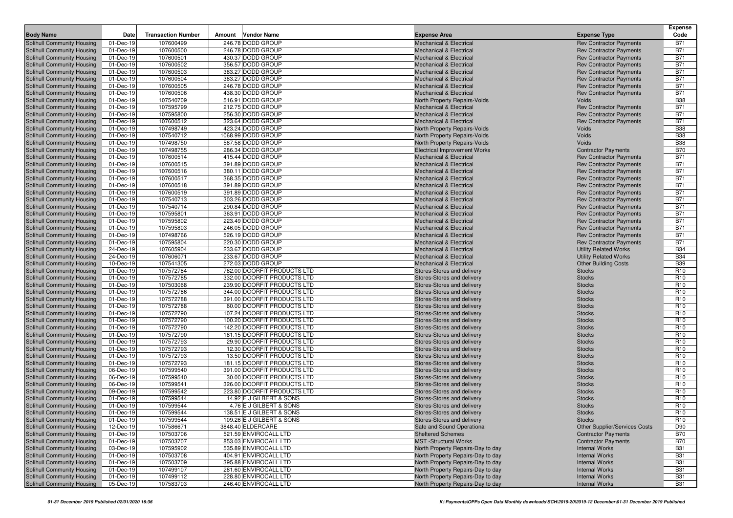| Body Name | Date | Transaction Number | Amount | Vendor Name | Expense Area | Expense Type | Expense Code |
|---|---|---|---|---|---|---|---|
| Solihull Community Housing | 01-Dec-19 | 107600499 | 246.78 | DODD GROUP | Mechanical & Electrical | Rev Contractor Payments | B71 |
| Solihull Community Housing | 01-Dec-19 | 107600500 | 246.78 | DODD GROUP | Mechanical & Electrical | Rev Contractor Payments | B71 |
| Solihull Community Housing | 01-Dec-19 | 107600501 | 430.37 | DODD GROUP | Mechanical & Electrical | Rev Contractor Payments | B71 |
| Solihull Community Housing | 01-Dec-19 | 107600502 | 356.57 | DODD GROUP | Mechanical & Electrical | Rev Contractor Payments | B71 |
| Solihull Community Housing | 01-Dec-19 | 107600503 | 383.27 | DODD GROUP | Mechanical & Electrical | Rev Contractor Payments | B71 |
| Solihull Community Housing | 01-Dec-19 | 107600504 | 383.27 | DODD GROUP | Mechanical & Electrical | Rev Contractor Payments | B71 |
| Solihull Community Housing | 01-Dec-19 | 107600505 | 246.78 | DODD GROUP | Mechanical & Electrical | Rev Contractor Payments | B71 |
| Solihull Community Housing | 01-Dec-19 | 107600506 | 438.30 | DODD GROUP | Mechanical & Electrical | Rev Contractor Payments | B71 |
| Solihull Community Housing | 01-Dec-19 | 107540709 | 516.91 | DODD GROUP | North Property Repairs-Voids | Voids | B38 |
| Solihull Community Housing | 01-Dec-19 | 107595799 | 212.75 | DODD GROUP | Mechanical & Electrical | Rev Contractor Payments | B71 |
| Solihull Community Housing | 01-Dec-19 | 107595800 | 256.30 | DODD GROUP | Mechanical & Electrical | Rev Contractor Payments | B71 |
| Solihull Community Housing | 01-Dec-19 | 107600512 | 323.64 | DODD GROUP | Mechanical & Electrical | Rev Contractor Payments | B71 |
| Solihull Community Housing | 01-Dec-19 | 107498749 | 423.24 | DODD GROUP | North Property Repairs-Voids | Voids | B38 |
| Solihull Community Housing | 01-Dec-19 | 107540712 | 1068.99 | DODD GROUP | North Property Repairs-Voids | Voids | B38 |
| Solihull Community Housing | 01-Dec-19 | 107498750 | 587.58 | DODD GROUP | North Property Repairs-Voids | Voids | B38 |
| Solihull Community Housing | 01-Dec-19 | 107498755 | 286.34 | DODD GROUP | Electrical Improvement Works | Contractor Payments | B70 |
| Solihull Community Housing | 01-Dec-19 | 107600514 | 415.44 | DODD GROUP | Mechanical & Electrical | Rev Contractor Payments | B71 |
| Solihull Community Housing | 01-Dec-19 | 107600515 | 391.89 | DODD GROUP | Mechanical & Electrical | Rev Contractor Payments | B71 |
| Solihull Community Housing | 01-Dec-19 | 107600516 | 380.11 | DODD GROUP | Mechanical & Electrical | Rev Contractor Payments | B71 |
| Solihull Community Housing | 01-Dec-19 | 107600517 | 368.35 | DODD GROUP | Mechanical & Electrical | Rev Contractor Payments | B71 |
| Solihull Community Housing | 01-Dec-19 | 107600518 | 391.89 | DODD GROUP | Mechanical & Electrical | Rev Contractor Payments | B71 |
| Solihull Community Housing | 01-Dec-19 | 107600519 | 391.89 | DODD GROUP | Mechanical & Electrical | Rev Contractor Payments | B71 |
| Solihull Community Housing | 01-Dec-19 | 107540713 | 303.26 | DODD GROUP | Mechanical & Electrical | Rev Contractor Payments | B71 |
| Solihull Community Housing | 01-Dec-19 | 107540714 | 290.84 | DODD GROUP | Mechanical & Electrical | Rev Contractor Payments | B71 |
| Solihull Community Housing | 01-Dec-19 | 107595801 | 363.91 | DODD GROUP | Mechanical & Electrical | Rev Contractor Payments | B71 |
| Solihull Community Housing | 01-Dec-19 | 107595802 | 223.49 | DODD GROUP | Mechanical & Electrical | Rev Contractor Payments | B71 |
| Solihull Community Housing | 01-Dec-19 | 107595803 | 246.05 | DODD GROUP | Mechanical & Electrical | Rev Contractor Payments | B71 |
| Solihull Community Housing | 01-Dec-19 | 107498766 | 526.19 | DODD GROUP | Mechanical & Electrical | Rev Contractor Payments | B71 |
| Solihull Community Housing | 01-Dec-19 | 107595804 | 220.30 | DODD GROUP | Mechanical & Electrical | Rev Contractor Payments | B71 |
| Solihull Community Housing | 24-Dec-19 | 107605904 | 233.67 | DODD GROUP | Mechanical & Electrical | Utility Related Works | B34 |
| Solihull Community Housing | 24-Dec-19 | 107606071 | 233.67 | DODD GROUP | Mechanical & Electrical | Utility Related Works | B34 |
| Solihull Community Housing | 10-Dec-19 | 107541305 | 272.03 | DODD GROUP | Mechanical & Electrical | Other Building Costs | B39 |
| Solihull Community Housing | 01-Dec-19 | 107572784 | 782.00 | DOORFIT PRODUCTS LTD | Stores-Stores and delivery | Stocks | R10 |
| Solihull Community Housing | 01-Dec-19 | 107572785 | 332.00 | DOORFIT PRODUCTS LTD | Stores-Stores and delivery | Stocks | R10 |
| Solihull Community Housing | 01-Dec-19 | 107503068 | 239.90 | DOORFIT PRODUCTS LTD | Stores-Stores and delivery | Stocks | R10 |
| Solihull Community Housing | 01-Dec-19 | 107572786 | 344.00 | DOORFIT PRODUCTS LTD | Stores-Stores and delivery | Stocks | R10 |
| Solihull Community Housing | 01-Dec-19 | 107572788 | 391.00 | DOORFIT PRODUCTS LTD | Stores-Stores and delivery | Stocks | R10 |
| Solihull Community Housing | 01-Dec-19 | 107572788 | 60.00 | DOORFIT PRODUCTS LTD | Stores-Stores and delivery | Stocks | R10 |
| Solihull Community Housing | 01-Dec-19 | 107572790 | 107.24 | DOORFIT PRODUCTS LTD | Stores-Stores and delivery | Stocks | R10 |
| Solihull Community Housing | 01-Dec-19 | 107572790 | 100.20 | DOORFIT PRODUCTS LTD | Stores-Stores and delivery | Stocks | R10 |
| Solihull Community Housing | 01-Dec-19 | 107572790 | 142.20 | DOORFIT PRODUCTS LTD | Stores-Stores and delivery | Stocks | R10 |
| Solihull Community Housing | 01-Dec-19 | 107572790 | 181.15 | DOORFIT PRODUCTS LTD | Stores-Stores and delivery | Stocks | R10 |
| Solihull Community Housing | 01-Dec-19 | 107572793 | 29.90 | DOORFIT PRODUCTS LTD | Stores-Stores and delivery | Stocks | R10 |
| Solihull Community Housing | 01-Dec-19 | 107572793 | 12.30 | DOORFIT PRODUCTS LTD | Stores-Stores and delivery | Stocks | R10 |
| Solihull Community Housing | 01-Dec-19 | 107572793 | 13.50 | DOORFIT PRODUCTS LTD | Stores-Stores and delivery | Stocks | R10 |
| Solihull Community Housing | 01-Dec-19 | 107572793 | 181.15 | DOORFIT PRODUCTS LTD | Stores-Stores and delivery | Stocks | R10 |
| Solihull Community Housing | 06-Dec-19 | 107599540 | 391.00 | DOORFIT PRODUCTS LTD | Stores-Stores and delivery | Stocks | R10 |
| Solihull Community Housing | 06-Dec-19 | 107599540 | 30.00 | DOORFIT PRODUCTS LTD | Stores-Stores and delivery | Stocks | R10 |
| Solihull Community Housing | 06-Dec-19 | 107599541 | 326.00 | DOORFIT PRODUCTS LTD | Stores-Stores and delivery | Stocks | R10 |
| Solihull Community Housing | 09-Dec-19 | 107599542 | 223.80 | DOORFIT PRODUCTS LTD | Stores-Stores and delivery | Stocks | R10 |
| Solihull Community Housing | 01-Dec-19 | 107599544 | 14.92 | E J GILBERT & SONS | Stores-Stores and delivery | Stocks | R10 |
| Solihull Community Housing | 01-Dec-19 | 107599544 | 4.76 | E J GILBERT & SONS | Stores-Stores and delivery | Stocks | R10 |
| Solihull Community Housing | 01-Dec-19 | 107599544 | 138.51 | E J GILBERT & SONS | Stores-Stores and delivery | Stocks | R10 |
| Solihull Community Housing | 01-Dec-19 | 107599544 | 109.26 | E J GILBERT & SONS | Stores-Stores and delivery | Stocks | R10 |
| Solihull Community Housing | 12-Dec-19 | 107586671 | 3848.40 | ELDERCARE | Safe and Sound Operational | Other Supplier/Services Costs | D90 |
| Solihull Community Housing | 01-Dec-19 | 107503706 | 521.59 | ENVIROCALL LTD | Sheltered Schemes | Contractor Payments | B70 |
| Solihull Community Housing | 01-Dec-19 | 107503707 | 853.03 | ENVIROCALL LTD | MST -Structural Works | Contractor Payments | B70 |
| Solihull Community Housing | 03-Dec-19 | 107595902 | 535.89 | ENVIROCALL LTD | North Property Repairs-Day to day | Internal Works | B31 |
| Solihull Community Housing | 01-Dec-19 | 107503708 | 404.91 | ENVIROCALL LTD | North Property Repairs-Day to day | Internal Works | B31 |
| Solihull Community Housing | 01-Dec-19 | 107503709 | 395.88 | ENVIROCALL LTD | North Property Repairs-Day to day | Internal Works | B31 |
| Solihull Community Housing | 01-Dec-19 | 107499107 | 281.60 | ENVIROCALL LTD | North Property Repairs-Day to day | Internal Works | B31 |
| Solihull Community Housing | 01-Dec-19 | 107499112 | 228.80 | ENVIROCALL LTD | North Property Repairs-Day to day | Internal Works | B31 |
| Solihull Community Housing | 05-Dec-19 | 107583703 | 246.40 | ENVIROCALL LTD | North Property Repairs-Day to day | Internal Works | B31 |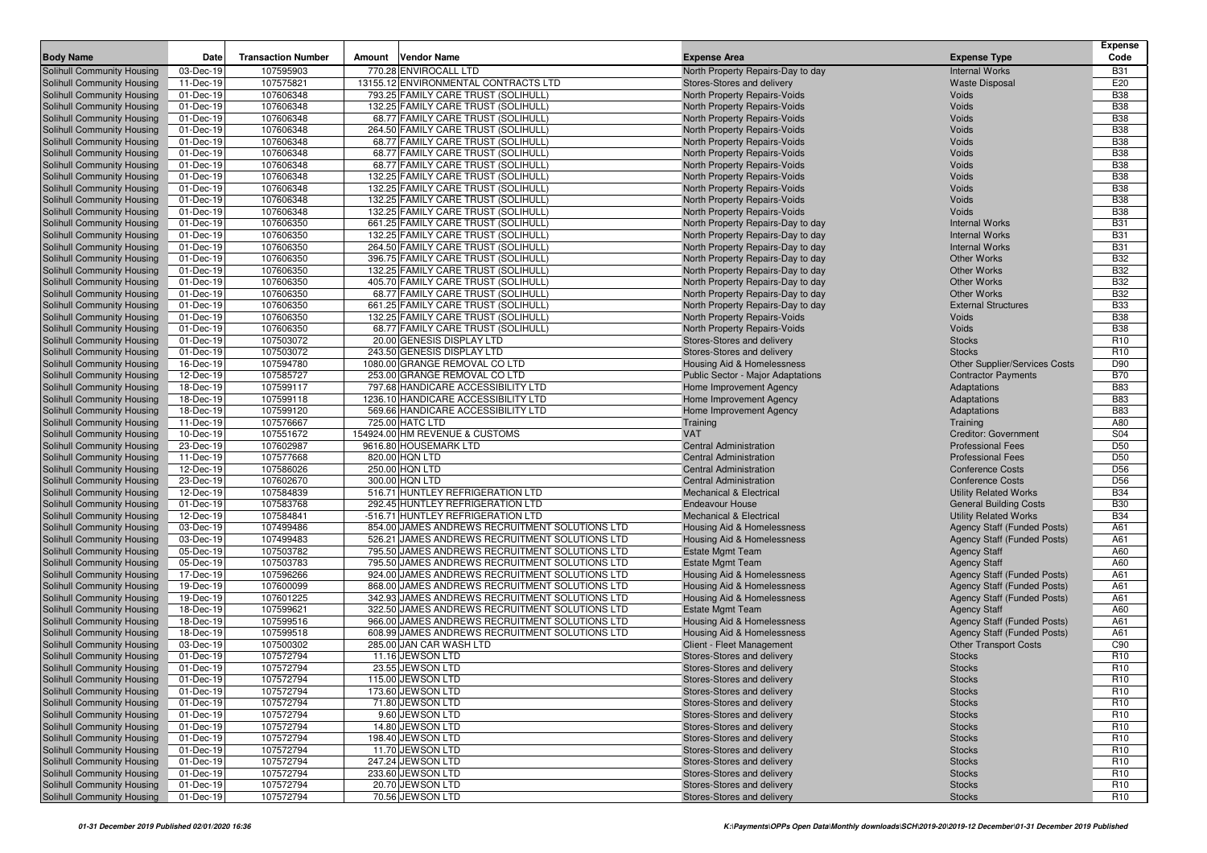| Body Name | Date | Transaction Number | Amount | Vendor Name | Expense Area | Expense Type | Expense Code |
|---|---|---|---|---|---|---|---|
| Solihull Community Housing | 03-Dec-19 | 107595903 | 770.28 | ENVIROCALL LTD | North Property Repairs-Day to day | Internal Works | B31 |
| Solihull Community Housing | 11-Dec-19 | 107575821 | 13155.12 | ENVIRONMENTAL CONTRACTS LTD | Stores-Stores and delivery | Waste Disposal | E20 |
| Solihull Community Housing | 01-Dec-19 | 107606348 | 793.25 | FAMILY CARE TRUST (SOLIHULL) | North Property Repairs-Voids | Voids | B38 |
| Solihull Community Housing | 01-Dec-19 | 107606348 | 132.25 | FAMILY CARE TRUST (SOLIHULL) | North Property Repairs-Voids | Voids | B38 |
| Solihull Community Housing | 01-Dec-19 | 107606348 | 68.77 | FAMILY CARE TRUST (SOLIHULL) | North Property Repairs-Voids | Voids | B38 |
| Solihull Community Housing | 01-Dec-19 | 107606348 | 264.50 | FAMILY CARE TRUST (SOLIHULL) | North Property Repairs-Voids | Voids | B38 |
| Solihull Community Housing | 01-Dec-19 | 107606348 | 68.77 | FAMILY CARE TRUST (SOLIHULL) | North Property Repairs-Voids | Voids | B38 |
| Solihull Community Housing | 01-Dec-19 | 107606348 | 68.77 | FAMILY CARE TRUST (SOLIHULL) | North Property Repairs-Voids | Voids | B38 |
| Solihull Community Housing | 01-Dec-19 | 107606348 | 68.77 | FAMILY CARE TRUST (SOLIHULL) | North Property Repairs-Voids | Voids | B38 |
| Solihull Community Housing | 01-Dec-19 | 107606348 | 132.25 | FAMILY CARE TRUST (SOLIHULL) | North Property Repairs-Voids | Voids | B38 |
| Solihull Community Housing | 01-Dec-19 | 107606348 | 132.25 | FAMILY CARE TRUST (SOLIHULL) | North Property Repairs-Voids | Voids | B38 |
| Solihull Community Housing | 01-Dec-19 | 107606348 | 132.25 | FAMILY CARE TRUST (SOLIHULL) | North Property Repairs-Voids | Voids | B38 |
| Solihull Community Housing | 01-Dec-19 | 107606348 | 132.25 | FAMILY CARE TRUST (SOLIHULL) | North Property Repairs-Voids | Voids | B38 |
| Solihull Community Housing | 01-Dec-19 | 107606350 | 661.25 | FAMILY CARE TRUST (SOLIHULL) | North Property Repairs-Day to day | Internal Works | B31 |
| Solihull Community Housing | 01-Dec-19 | 107606350 | 132.25 | FAMILY CARE TRUST (SOLIHULL) | North Property Repairs-Day to day | Internal Works | B31 |
| Solihull Community Housing | 01-Dec-19 | 107606350 | 264.50 | FAMILY CARE TRUST (SOLIHULL) | North Property Repairs-Day to day | Internal Works | B31 |
| Solihull Community Housing | 01-Dec-19 | 107606350 | 396.75 | FAMILY CARE TRUST (SOLIHULL) | North Property Repairs-Day to day | Other Works | B32 |
| Solihull Community Housing | 01-Dec-19 | 107606350 | 132.25 | FAMILY CARE TRUST (SOLIHULL) | North Property Repairs-Day to day | Other Works | B32 |
| Solihull Community Housing | 01-Dec-19 | 107606350 | 405.70 | FAMILY CARE TRUST (SOLIHULL) | North Property Repairs-Day to day | Other Works | B32 |
| Solihull Community Housing | 01-Dec-19 | 107606350 | 68.77 | FAMILY CARE TRUST (SOLIHULL) | North Property Repairs-Day to day | Other Works | B32 |
| Solihull Community Housing | 01-Dec-19 | 107606350 | 661.25 | FAMILY CARE TRUST (SOLIHULL) | North Property Repairs-Day to day | External Structures | B33 |
| Solihull Community Housing | 01-Dec-19 | 107606350 | 132.25 | FAMILY CARE TRUST (SOLIHULL) | North Property Repairs-Voids | Voids | B38 |
| Solihull Community Housing | 01-Dec-19 | 107606350 | 68.77 | FAMILY CARE TRUST (SOLIHULL) | North Property Repairs-Voids | Voids | B38 |
| Solihull Community Housing | 01-Dec-19 | 107503072 | 20.00 | GENESIS DISPLAY LTD | Stores-Stores and delivery | Stocks | R10 |
| Solihull Community Housing | 01-Dec-19 | 107503072 | 243.50 | GENESIS DISPLAY LTD | Stores-Stores and delivery | Stocks | R10 |
| Solihull Community Housing | 16-Dec-19 | 107594780 | 1080.00 | GRANGE REMOVAL CO LTD | Housing Aid & Homelessness | Other Supplier/Services Costs | D90 |
| Solihull Community Housing | 12-Dec-19 | 107585727 | 253.00 | GRANGE REMOVAL CO LTD | Public Sector - Major Adaptations | Contractor Payments | B70 |
| Solihull Community Housing | 18-Dec-19 | 107599117 | 797.68 | HANDICARE ACCESSIBILITY LTD | Home Improvement Agency | Adaptations | B83 |
| Solihull Community Housing | 18-Dec-19 | 107599118 | 1236.10 | HANDICARE ACCESSIBILITY LTD | Home Improvement Agency | Adaptations | B83 |
| Solihull Community Housing | 18-Dec-19 | 107599120 | 569.66 | HANDICARE ACCESSIBILITY LTD | Home Improvement Agency | Adaptations | B83 |
| Solihull Community Housing | 11-Dec-19 | 107576667 | 725.00 | HATC LTD | Training | Training | A80 |
| Solihull Community Housing | 10-Dec-19 | 107551672 | 154924.00 | HM REVENUE & CUSTOMS | VAT | Creditor: Government | S04 |
| Solihull Community Housing | 23-Dec-19 | 107602987 | 9616.80 | HOUSEMARK LTD | Central Administration | Professional Fees | D50 |
| Solihull Community Housing | 11-Dec-19 | 107577668 | 820.00 | HQN LTD | Central Administration | Professional Fees | D50 |
| Solihull Community Housing | 12-Dec-19 | 107586026 | 250.00 | HQN LTD | Central Administration | Conference Costs | D56 |
| Solihull Community Housing | 23-Dec-19 | 107602670 | 300.00 | HQN LTD | Central Administration | Conference Costs | D56 |
| Solihull Community Housing | 12-Dec-19 | 107584839 | 516.71 | HUNTLEY REFRIGERATION LTD | Mechanical & Electrical | Utility Related Works | B34 |
| Solihull Community Housing | 01-Dec-19 | 107583768 | 292.45 | HUNTLEY REFRIGERATION LTD | Endeavour House | General Building Costs | B30 |
| Solihull Community Housing | 12-Dec-19 | 107584841 | -516.71 | HUNTLEY REFRIGERATION LTD | Mechanical & Electrical | Utility Related Works | B34 |
| Solihull Community Housing | 03-Dec-19 | 107499486 | 854.00 | JAMES ANDREWS RECRUITMENT SOLUTIONS LTD | Housing Aid & Homelessness | Agency Staff (Funded Posts) | A61 |
| Solihull Community Housing | 03-Dec-19 | 107499483 | 526.21 | JAMES ANDREWS RECRUITMENT SOLUTIONS LTD | Housing Aid & Homelessness | Agency Staff (Funded Posts) | A61 |
| Solihull Community Housing | 05-Dec-19 | 107503782 | 795.50 | JAMES ANDREWS RECRUITMENT SOLUTIONS LTD | Estate Mgmt Team | Agency Staff | A60 |
| Solihull Community Housing | 05-Dec-19 | 107503783 | 795.50 | JAMES ANDREWS RECRUITMENT SOLUTIONS LTD | Estate Mgmt Team | Agency Staff | A60 |
| Solihull Community Housing | 17-Dec-19 | 107596266 | 924.00 | JAMES ANDREWS RECRUITMENT SOLUTIONS LTD | Housing Aid & Homelessness | Agency Staff (Funded Posts) | A61 |
| Solihull Community Housing | 19-Dec-19 | 107600099 | 868.00 | JAMES ANDREWS RECRUITMENT SOLUTIONS LTD | Housing Aid & Homelessness | Agency Staff (Funded Posts) | A61 |
| Solihull Community Housing | 19-Dec-19 | 107601225 | 342.93 | JAMES ANDREWS RECRUITMENT SOLUTIONS LTD | Housing Aid & Homelessness | Agency Staff (Funded Posts) | A61 |
| Solihull Community Housing | 18-Dec-19 | 107599621 | 322.50 | JAMES ANDREWS RECRUITMENT SOLUTIONS LTD | Estate Mgmt Team | Agency Staff | A60 |
| Solihull Community Housing | 18-Dec-19 | 107599516 | 966.00 | JAMES ANDREWS RECRUITMENT SOLUTIONS LTD | Housing Aid & Homelessness | Agency Staff (Funded Posts) | A61 |
| Solihull Community Housing | 18-Dec-19 | 107599518 | 608.99 | JAMES ANDREWS RECRUITMENT SOLUTIONS LTD | Housing Aid & Homelessness | Agency Staff (Funded Posts) | A61 |
| Solihull Community Housing | 03-Dec-19 | 107500302 | 285.00 | JAN CAR WASH LTD | Client - Fleet Management | Other Transport Costs | C90 |
| Solihull Community Housing | 01-Dec-19 | 107572794 | 11.16 | JEWSON LTD | Stores-Stores and delivery | Stocks | R10 |
| Solihull Community Housing | 01-Dec-19 | 107572794 | 23.55 | JEWSON LTD | Stores-Stores and delivery | Stocks | R10 |
| Solihull Community Housing | 01-Dec-19 | 107572794 | 115.00 | JEWSON LTD | Stores-Stores and delivery | Stocks | R10 |
| Solihull Community Housing | 01-Dec-19 | 107572794 | 173.60 | JEWSON LTD | Stores-Stores and delivery | Stocks | R10 |
| Solihull Community Housing | 01-Dec-19 | 107572794 | 71.80 | JEWSON LTD | Stores-Stores and delivery | Stocks | R10 |
| Solihull Community Housing | 01-Dec-19 | 107572794 | 9.60 | JEWSON LTD | Stores-Stores and delivery | Stocks | R10 |
| Solihull Community Housing | 01-Dec-19 | 107572794 | 14.80 | JEWSON LTD | Stores-Stores and delivery | Stocks | R10 |
| Solihull Community Housing | 01-Dec-19 | 107572794 | 198.40 | JEWSON LTD | Stores-Stores and delivery | Stocks | R10 |
| Solihull Community Housing | 01-Dec-19 | 107572794 | 11.70 | JEWSON LTD | Stores-Stores and delivery | Stocks | R10 |
| Solihull Community Housing | 01-Dec-19 | 107572794 | 247.24 | JEWSON LTD | Stores-Stores and delivery | Stocks | R10 |
| Solihull Community Housing | 01-Dec-19 | 107572794 | 233.60 | JEWSON LTD | Stores-Stores and delivery | Stocks | R10 |
| Solihull Community Housing | 01-Dec-19 | 107572794 | 20.70 | JEWSON LTD | Stores-Stores and delivery | Stocks | R10 |
| Solihull Community Housing | 01-Dec-19 | 107572794 | 70.56 | JEWSON LTD | Stores-Stores and delivery | Stocks | R10 |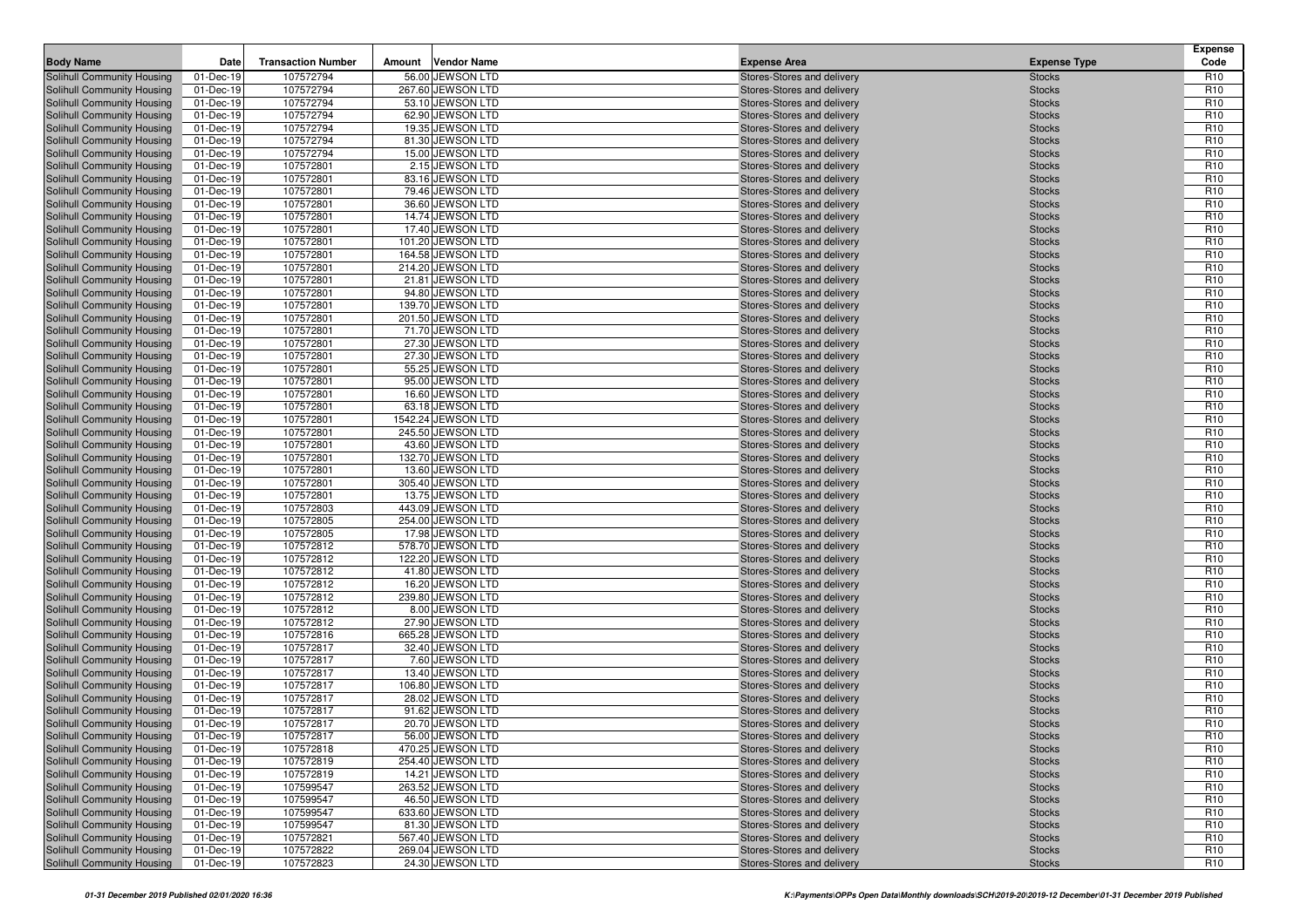| Body Name | Date | Transaction Number | Amount | Vendor Name | Expense Area | Expense Type | Expense Code |
|---|---|---|---|---|---|---|---|
| Solihull Community Housing | 01-Dec-19 | 107572794 | 56.00 | JEWSON LTD | Stores-Stores and delivery | Stocks | R10 |
| Solihull Community Housing | 01-Dec-19 | 107572794 | 267.60 | JEWSON LTD | Stores-Stores and delivery | Stocks | R10 |
| Solihull Community Housing | 01-Dec-19 | 107572794 | 53.10 | JEWSON LTD | Stores-Stores and delivery | Stocks | R10 |
| Solihull Community Housing | 01-Dec-19 | 107572794 | 62.90 | JEWSON LTD | Stores-Stores and delivery | Stocks | R10 |
| Solihull Community Housing | 01-Dec-19 | 107572794 | 19.35 | JEWSON LTD | Stores-Stores and delivery | Stocks | R10 |
| Solihull Community Housing | 01-Dec-19 | 107572794 | 81.30 | JEWSON LTD | Stores-Stores and delivery | Stocks | R10 |
| Solihull Community Housing | 01-Dec-19 | 107572794 | 15.00 | JEWSON LTD | Stores-Stores and delivery | Stocks | R10 |
| Solihull Community Housing | 01-Dec-19 | 107572801 | 2.15 | JEWSON LTD | Stores-Stores and delivery | Stocks | R10 |
| Solihull Community Housing | 01-Dec-19 | 107572801 | 83.16 | JEWSON LTD | Stores-Stores and delivery | Stocks | R10 |
| Solihull Community Housing | 01-Dec-19 | 107572801 | 79.46 | JEWSON LTD | Stores-Stores and delivery | Stocks | R10 |
| Solihull Community Housing | 01-Dec-19 | 107572801 | 36.60 | JEWSON LTD | Stores-Stores and delivery | Stocks | R10 |
| Solihull Community Housing | 01-Dec-19 | 107572801 | 14.74 | JEWSON LTD | Stores-Stores and delivery | Stocks | R10 |
| Solihull Community Housing | 01-Dec-19 | 107572801 | 17.40 | JEWSON LTD | Stores-Stores and delivery | Stocks | R10 |
| Solihull Community Housing | 01-Dec-19 | 107572801 | 101.20 | JEWSON LTD | Stores-Stores and delivery | Stocks | R10 |
| Solihull Community Housing | 01-Dec-19 | 107572801 | 164.58 | JEWSON LTD | Stores-Stores and delivery | Stocks | R10 |
| Solihull Community Housing | 01-Dec-19 | 107572801 | 214.20 | JEWSON LTD | Stores-Stores and delivery | Stocks | R10 |
| Solihull Community Housing | 01-Dec-19 | 107572801 | 21.81 | JEWSON LTD | Stores-Stores and delivery | Stocks | R10 |
| Solihull Community Housing | 01-Dec-19 | 107572801 | 94.80 | JEWSON LTD | Stores-Stores and delivery | Stocks | R10 |
| Solihull Community Housing | 01-Dec-19 | 107572801 | 139.70 | JEWSON LTD | Stores-Stores and delivery | Stocks | R10 |
| Solihull Community Housing | 01-Dec-19 | 107572801 | 201.50 | JEWSON LTD | Stores-Stores and delivery | Stocks | R10 |
| Solihull Community Housing | 01-Dec-19 | 107572801 | 71.70 | JEWSON LTD | Stores-Stores and delivery | Stocks | R10 |
| Solihull Community Housing | 01-Dec-19 | 107572801 | 27.30 | JEWSON LTD | Stores-Stores and delivery | Stocks | R10 |
| Solihull Community Housing | 01-Dec-19 | 107572801 | 27.30 | JEWSON LTD | Stores-Stores and delivery | Stocks | R10 |
| Solihull Community Housing | 01-Dec-19 | 107572801 | 55.25 | JEWSON LTD | Stores-Stores and delivery | Stocks | R10 |
| Solihull Community Housing | 01-Dec-19 | 107572801 | 95.00 | JEWSON LTD | Stores-Stores and delivery | Stocks | R10 |
| Solihull Community Housing | 01-Dec-19 | 107572801 | 16.60 | JEWSON LTD | Stores-Stores and delivery | Stocks | R10 |
| Solihull Community Housing | 01-Dec-19 | 107572801 | 63.18 | JEWSON LTD | Stores-Stores and delivery | Stocks | R10 |
| Solihull Community Housing | 01-Dec-19 | 107572801 | 1542.24 | JEWSON LTD | Stores-Stores and delivery | Stocks | R10 |
| Solihull Community Housing | 01-Dec-19 | 107572801 | 245.50 | JEWSON LTD | Stores-Stores and delivery | Stocks | R10 |
| Solihull Community Housing | 01-Dec-19 | 107572801 | 43.60 | JEWSON LTD | Stores-Stores and delivery | Stocks | R10 |
| Solihull Community Housing | 01-Dec-19 | 107572801 | 132.70 | JEWSON LTD | Stores-Stores and delivery | Stocks | R10 |
| Solihull Community Housing | 01-Dec-19 | 107572801 | 13.60 | JEWSON LTD | Stores-Stores and delivery | Stocks | R10 |
| Solihull Community Housing | 01-Dec-19 | 107572801 | 305.40 | JEWSON LTD | Stores-Stores and delivery | Stocks | R10 |
| Solihull Community Housing | 01-Dec-19 | 107572801 | 13.75 | JEWSON LTD | Stores-Stores and delivery | Stocks | R10 |
| Solihull Community Housing | 01-Dec-19 | 107572803 | 443.09 | JEWSON LTD | Stores-Stores and delivery | Stocks | R10 |
| Solihull Community Housing | 01-Dec-19 | 107572805 | 254.00 | JEWSON LTD | Stores-Stores and delivery | Stocks | R10 |
| Solihull Community Housing | 01-Dec-19 | 107572805 | 17.98 | JEWSON LTD | Stores-Stores and delivery | Stocks | R10 |
| Solihull Community Housing | 01-Dec-19 | 107572812 | 578.70 | JEWSON LTD | Stores-Stores and delivery | Stocks | R10 |
| Solihull Community Housing | 01-Dec-19 | 107572812 | 122.20 | JEWSON LTD | Stores-Stores and delivery | Stocks | R10 |
| Solihull Community Housing | 01-Dec-19 | 107572812 | 41.80 | JEWSON LTD | Stores-Stores and delivery | Stocks | R10 |
| Solihull Community Housing | 01-Dec-19 | 107572812 | 16.20 | JEWSON LTD | Stores-Stores and delivery | Stocks | R10 |
| Solihull Community Housing | 01-Dec-19 | 107572812 | 239.80 | JEWSON LTD | Stores-Stores and delivery | Stocks | R10 |
| Solihull Community Housing | 01-Dec-19 | 107572812 | 8.00 | JEWSON LTD | Stores-Stores and delivery | Stocks | R10 |
| Solihull Community Housing | 01-Dec-19 | 107572812 | 27.90 | JEWSON LTD | Stores-Stores and delivery | Stocks | R10 |
| Solihull Community Housing | 01-Dec-19 | 107572816 | 665.28 | JEWSON LTD | Stores-Stores and delivery | Stocks | R10 |
| Solihull Community Housing | 01-Dec-19 | 107572817 | 32.40 | JEWSON LTD | Stores-Stores and delivery | Stocks | R10 |
| Solihull Community Housing | 01-Dec-19 | 107572817 | 7.60 | JEWSON LTD | Stores-Stores and delivery | Stocks | R10 |
| Solihull Community Housing | 01-Dec-19 | 107572817 | 13.40 | JEWSON LTD | Stores-Stores and delivery | Stocks | R10 |
| Solihull Community Housing | 01-Dec-19 | 107572817 | 106.80 | JEWSON LTD | Stores-Stores and delivery | Stocks | R10 |
| Solihull Community Housing | 01-Dec-19 | 107572817 | 28.02 | JEWSON LTD | Stores-Stores and delivery | Stocks | R10 |
| Solihull Community Housing | 01-Dec-19 | 107572817 | 91.62 | JEWSON LTD | Stores-Stores and delivery | Stocks | R10 |
| Solihull Community Housing | 01-Dec-19 | 107572817 | 20.70 | JEWSON LTD | Stores-Stores and delivery | Stocks | R10 |
| Solihull Community Housing | 01-Dec-19 | 107572817 | 56.00 | JEWSON LTD | Stores-Stores and delivery | Stocks | R10 |
| Solihull Community Housing | 01-Dec-19 | 107572818 | 470.25 | JEWSON LTD | Stores-Stores and delivery | Stocks | R10 |
| Solihull Community Housing | 01-Dec-19 | 107572819 | 254.40 | JEWSON LTD | Stores-Stores and delivery | Stocks | R10 |
| Solihull Community Housing | 01-Dec-19 | 107572819 | 14.21 | JEWSON LTD | Stores-Stores and delivery | Stocks | R10 |
| Solihull Community Housing | 01-Dec-19 | 107599547 | 263.52 | JEWSON LTD | Stores-Stores and delivery | Stocks | R10 |
| Solihull Community Housing | 01-Dec-19 | 107599547 | 46.50 | JEWSON LTD | Stores-Stores and delivery | Stocks | R10 |
| Solihull Community Housing | 01-Dec-19 | 107599547 | 633.60 | JEWSON LTD | Stores-Stores and delivery | Stocks | R10 |
| Solihull Community Housing | 01-Dec-19 | 107599547 | 81.30 | JEWSON LTD | Stores-Stores and delivery | Stocks | R10 |
| Solihull Community Housing | 01-Dec-19 | 107572821 | 567.40 | JEWSON LTD | Stores-Stores and delivery | Stocks | R10 |
| Solihull Community Housing | 01-Dec-19 | 107572822 | 269.04 | JEWSON LTD | Stores-Stores and delivery | Stocks | R10 |
| Solihull Community Housing | 01-Dec-19 | 107572823 | 24.30 | JEWSON LTD | Stores-Stores and delivery | Stocks | R10 |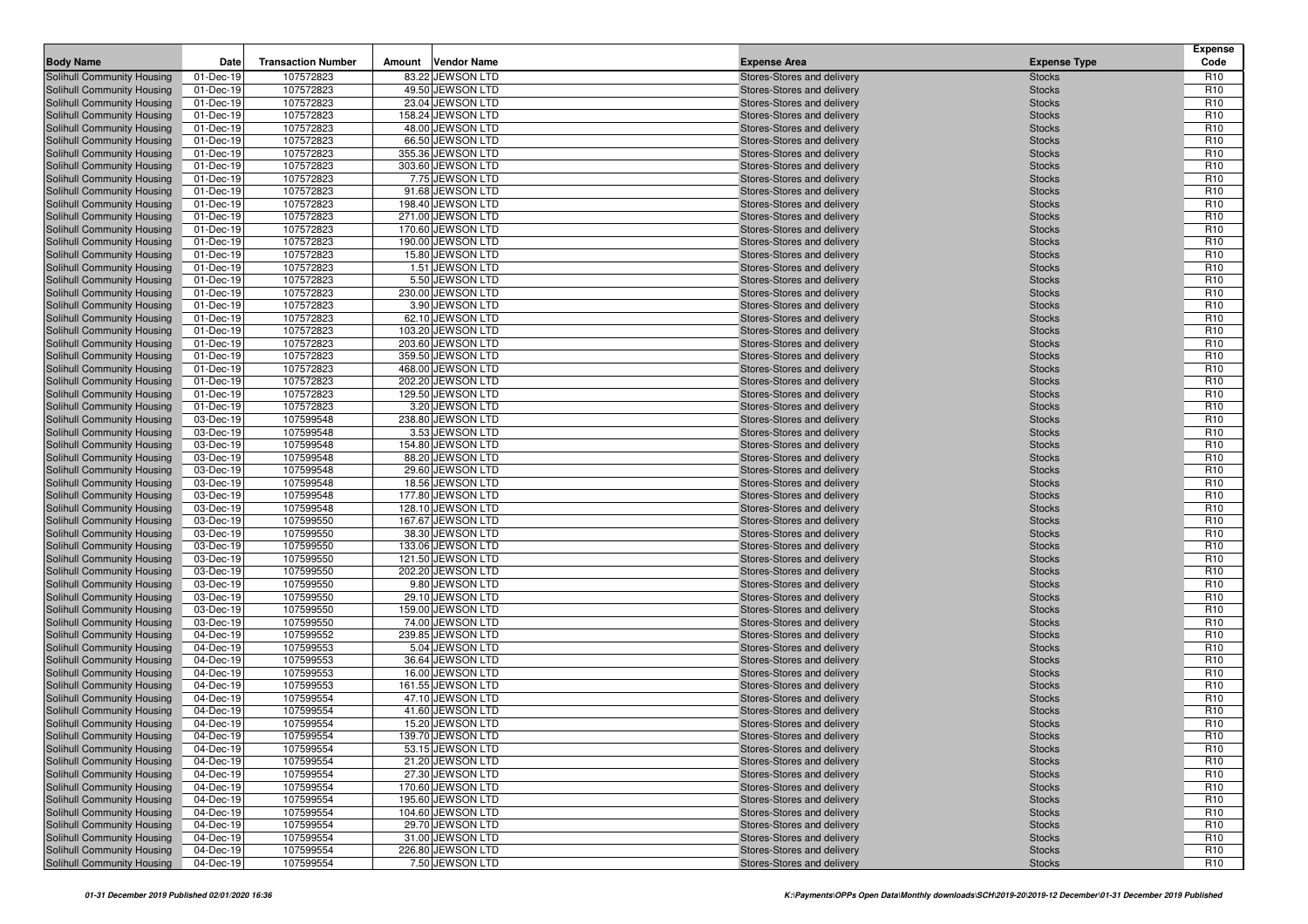| Body Name | Date | Transaction Number | Amount | Vendor Name | Expense Area | Expense Type | Expense Code |
|---|---|---|---|---|---|---|---|
| Solihull Community Housing | 01-Dec-19 | 107572823 | 83.22 | JEWSON LTD | Stores-Stores and delivery | Stocks | R10 |
| Solihull Community Housing | 01-Dec-19 | 107572823 | 49.50 | JEWSON LTD | Stores-Stores and delivery | Stocks | R10 |
| Solihull Community Housing | 01-Dec-19 | 107572823 | 23.04 | JEWSON LTD | Stores-Stores and delivery | Stocks | R10 |
| Solihull Community Housing | 01-Dec-19 | 107572823 | 158.24 | JEWSON LTD | Stores-Stores and delivery | Stocks | R10 |
| Solihull Community Housing | 01-Dec-19 | 107572823 | 48.00 | JEWSON LTD | Stores-Stores and delivery | Stocks | R10 |
| Solihull Community Housing | 01-Dec-19 | 107572823 | 66.50 | JEWSON LTD | Stores-Stores and delivery | Stocks | R10 |
| Solihull Community Housing | 01-Dec-19 | 107572823 | 355.36 | JEWSON LTD | Stores-Stores and delivery | Stocks | R10 |
| Solihull Community Housing | 01-Dec-19 | 107572823 | 303.60 | JEWSON LTD | Stores-Stores and delivery | Stocks | R10 |
| Solihull Community Housing | 01-Dec-19 | 107572823 | 7.75 | JEWSON LTD | Stores-Stores and delivery | Stocks | R10 |
| Solihull Community Housing | 01-Dec-19 | 107572823 | 91.68 | JEWSON LTD | Stores-Stores and delivery | Stocks | R10 |
| Solihull Community Housing | 01-Dec-19 | 107572823 | 198.40 | JEWSON LTD | Stores-Stores and delivery | Stocks | R10 |
| Solihull Community Housing | 01-Dec-19 | 107572823 | 271.00 | JEWSON LTD | Stores-Stores and delivery | Stocks | R10 |
| Solihull Community Housing | 01-Dec-19 | 107572823 | 170.60 | JEWSON LTD | Stores-Stores and delivery | Stocks | R10 |
| Solihull Community Housing | 01-Dec-19 | 107572823 | 190.00 | JEWSON LTD | Stores-Stores and delivery | Stocks | R10 |
| Solihull Community Housing | 01-Dec-19 | 107572823 | 15.80 | JEWSON LTD | Stores-Stores and delivery | Stocks | R10 |
| Solihull Community Housing | 01-Dec-19 | 107572823 | 1.51 | JEWSON LTD | Stores-Stores and delivery | Stocks | R10 |
| Solihull Community Housing | 01-Dec-19 | 107572823 | 5.50 | JEWSON LTD | Stores-Stores and delivery | Stocks | R10 |
| Solihull Community Housing | 01-Dec-19 | 107572823 | 230.00 | JEWSON LTD | Stores-Stores and delivery | Stocks | R10 |
| Solihull Community Housing | 01-Dec-19 | 107572823 | 3.90 | JEWSON LTD | Stores-Stores and delivery | Stocks | R10 |
| Solihull Community Housing | 01-Dec-19 | 107572823 | 62.10 | JEWSON LTD | Stores-Stores and delivery | Stocks | R10 |
| Solihull Community Housing | 01-Dec-19 | 107572823 | 103.20 | JEWSON LTD | Stores-Stores and delivery | Stocks | R10 |
| Solihull Community Housing | 01-Dec-19 | 107572823 | 203.60 | JEWSON LTD | Stores-Stores and delivery | Stocks | R10 |
| Solihull Community Housing | 01-Dec-19 | 107572823 | 359.50 | JEWSON LTD | Stores-Stores and delivery | Stocks | R10 |
| Solihull Community Housing | 01-Dec-19 | 107572823 | 468.00 | JEWSON LTD | Stores-Stores and delivery | Stocks | R10 |
| Solihull Community Housing | 01-Dec-19 | 107572823 | 202.20 | JEWSON LTD | Stores-Stores and delivery | Stocks | R10 |
| Solihull Community Housing | 01-Dec-19 | 107572823 | 129.50 | JEWSON LTD | Stores-Stores and delivery | Stocks | R10 |
| Solihull Community Housing | 01-Dec-19 | 107572823 | 3.20 | JEWSON LTD | Stores-Stores and delivery | Stocks | R10 |
| Solihull Community Housing | 03-Dec-19 | 107599548 | 238.80 | JEWSON LTD | Stores-Stores and delivery | Stocks | R10 |
| Solihull Community Housing | 03-Dec-19 | 107599548 | 3.53 | JEWSON LTD | Stores-Stores and delivery | Stocks | R10 |
| Solihull Community Housing | 03-Dec-19 | 107599548 | 154.80 | JEWSON LTD | Stores-Stores and delivery | Stocks | R10 |
| Solihull Community Housing | 03-Dec-19 | 107599548 | 88.20 | JEWSON LTD | Stores-Stores and delivery | Stocks | R10 |
| Solihull Community Housing | 03-Dec-19 | 107599548 | 29.60 | JEWSON LTD | Stores-Stores and delivery | Stocks | R10 |
| Solihull Community Housing | 03-Dec-19 | 107599548 | 18.56 | JEWSON LTD | Stores-Stores and delivery | Stocks | R10 |
| Solihull Community Housing | 03-Dec-19 | 107599548 | 177.80 | JEWSON LTD | Stores-Stores and delivery | Stocks | R10 |
| Solihull Community Housing | 03-Dec-19 | 107599548 | 128.10 | JEWSON LTD | Stores-Stores and delivery | Stocks | R10 |
| Solihull Community Housing | 03-Dec-19 | 107599550 | 167.67 | JEWSON LTD | Stores-Stores and delivery | Stocks | R10 |
| Solihull Community Housing | 03-Dec-19 | 107599550 | 38.30 | JEWSON LTD | Stores-Stores and delivery | Stocks | R10 |
| Solihull Community Housing | 03-Dec-19 | 107599550 | 133.06 | JEWSON LTD | Stores-Stores and delivery | Stocks | R10 |
| Solihull Community Housing | 03-Dec-19 | 107599550 | 121.50 | JEWSON LTD | Stores-Stores and delivery | Stocks | R10 |
| Solihull Community Housing | 03-Dec-19 | 107599550 | 202.20 | JEWSON LTD | Stores-Stores and delivery | Stocks | R10 |
| Solihull Community Housing | 03-Dec-19 | 107599550 | 9.80 | JEWSON LTD | Stores-Stores and delivery | Stocks | R10 |
| Solihull Community Housing | 03-Dec-19 | 107599550 | 29.10 | JEWSON LTD | Stores-Stores and delivery | Stocks | R10 |
| Solihull Community Housing | 03-Dec-19 | 107599550 | 159.00 | JEWSON LTD | Stores-Stores and delivery | Stocks | R10 |
| Solihull Community Housing | 03-Dec-19 | 107599550 | 74.00 | JEWSON LTD | Stores-Stores and delivery | Stocks | R10 |
| Solihull Community Housing | 04-Dec-19 | 107599552 | 239.85 | JEWSON LTD | Stores-Stores and delivery | Stocks | R10 |
| Solihull Community Housing | 04-Dec-19 | 107599553 | 5.04 | JEWSON LTD | Stores-Stores and delivery | Stocks | R10 |
| Solihull Community Housing | 04-Dec-19 | 107599553 | 36.64 | JEWSON LTD | Stores-Stores and delivery | Stocks | R10 |
| Solihull Community Housing | 04-Dec-19 | 107599553 | 16.00 | JEWSON LTD | Stores-Stores and delivery | Stocks | R10 |
| Solihull Community Housing | 04-Dec-19 | 107599553 | 161.55 | JEWSON LTD | Stores-Stores and delivery | Stocks | R10 |
| Solihull Community Housing | 04-Dec-19 | 107599554 | 47.10 | JEWSON LTD | Stores-Stores and delivery | Stocks | R10 |
| Solihull Community Housing | 04-Dec-19 | 107599554 | 41.60 | JEWSON LTD | Stores-Stores and delivery | Stocks | R10 |
| Solihull Community Housing | 04-Dec-19 | 107599554 | 15.20 | JEWSON LTD | Stores-Stores and delivery | Stocks | R10 |
| Solihull Community Housing | 04-Dec-19 | 107599554 | 139.70 | JEWSON LTD | Stores-Stores and delivery | Stocks | R10 |
| Solihull Community Housing | 04-Dec-19 | 107599554 | 53.15 | JEWSON LTD | Stores-Stores and delivery | Stocks | R10 |
| Solihull Community Housing | 04-Dec-19 | 107599554 | 21.20 | JEWSON LTD | Stores-Stores and delivery | Stocks | R10 |
| Solihull Community Housing | 04-Dec-19 | 107599554 | 27.30 | JEWSON LTD | Stores-Stores and delivery | Stocks | R10 |
| Solihull Community Housing | 04-Dec-19 | 107599554 | 170.60 | JEWSON LTD | Stores-Stores and delivery | Stocks | R10 |
| Solihull Community Housing | 04-Dec-19 | 107599554 | 195.60 | JEWSON LTD | Stores-Stores and delivery | Stocks | R10 |
| Solihull Community Housing | 04-Dec-19 | 107599554 | 104.60 | JEWSON LTD | Stores-Stores and delivery | Stocks | R10 |
| Solihull Community Housing | 04-Dec-19 | 107599554 | 29.70 | JEWSON LTD | Stores-Stores and delivery | Stocks | R10 |
| Solihull Community Housing | 04-Dec-19 | 107599554 | 31.00 | JEWSON LTD | Stores-Stores and delivery | Stocks | R10 |
| Solihull Community Housing | 04-Dec-19 | 107599554 | 226.80 | JEWSON LTD | Stores-Stores and delivery | Stocks | R10 |
| Solihull Community Housing | 04-Dec-19 | 107599554 | 7.50 | JEWSON LTD | Stores-Stores and delivery | Stocks | R10 |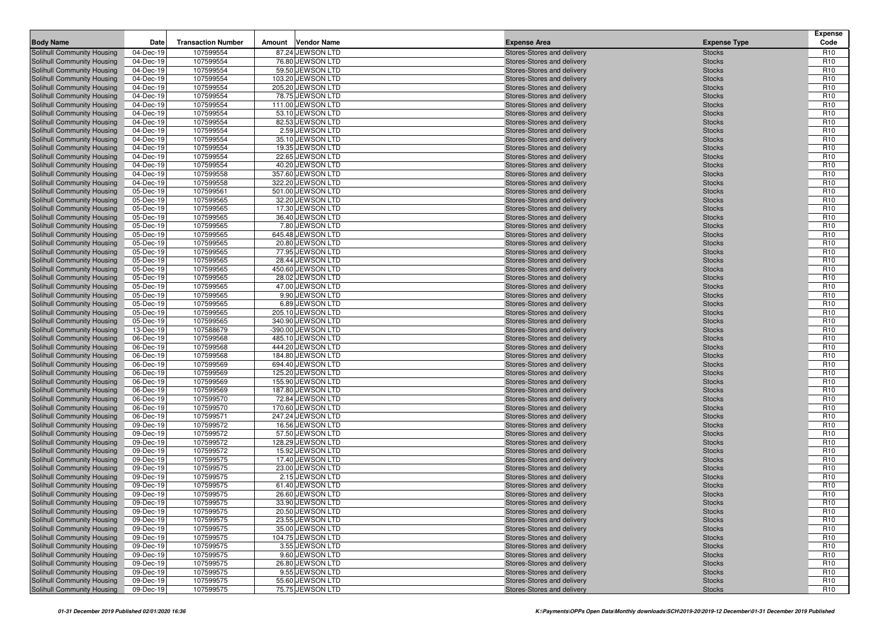| Body Name | Date | Transaction Number | Amount | Vendor Name | Expense Area | Expense Type | Expense Code |
|---|---|---|---|---|---|---|---|
| Solihull Community Housing | 04-Dec-19 | 107599554 | 87.24 | JEWSON LTD | Stores-Stores and delivery | Stocks | R10 |
| Solihull Community Housing | 04-Dec-19 | 107599554 | 76.80 | JEWSON LTD | Stores-Stores and delivery | Stocks | R10 |
| Solihull Community Housing | 04-Dec-19 | 107599554 | 59.50 | JEWSON LTD | Stores-Stores and delivery | Stocks | R10 |
| Solihull Community Housing | 04-Dec-19 | 107599554 | 103.20 | JEWSON LTD | Stores-Stores and delivery | Stocks | R10 |
| Solihull Community Housing | 04-Dec-19 | 107599554 | 205.20 | JEWSON LTD | Stores-Stores and delivery | Stocks | R10 |
| Solihull Community Housing | 04-Dec-19 | 107599554 | 78.75 | JEWSON LTD | Stores-Stores and delivery | Stocks | R10 |
| Solihull Community Housing | 04-Dec-19 | 107599554 | 111.00 | JEWSON LTD | Stores-Stores and delivery | Stocks | R10 |
| Solihull Community Housing | 04-Dec-19 | 107599554 | 53.10 | JEWSON LTD | Stores-Stores and delivery | Stocks | R10 |
| Solihull Community Housing | 04-Dec-19 | 107599554 | 82.53 | JEWSON LTD | Stores-Stores and delivery | Stocks | R10 |
| Solihull Community Housing | 04-Dec-19 | 107599554 | 2.59 | JEWSON LTD | Stores-Stores and delivery | Stocks | R10 |
| Solihull Community Housing | 04-Dec-19 | 107599554 | 35.10 | JEWSON LTD | Stores-Stores and delivery | Stocks | R10 |
| Solihull Community Housing | 04-Dec-19 | 107599554 | 19.35 | JEWSON LTD | Stores-Stores and delivery | Stocks | R10 |
| Solihull Community Housing | 04-Dec-19 | 107599554 | 22.65 | JEWSON LTD | Stores-Stores and delivery | Stocks | R10 |
| Solihull Community Housing | 04-Dec-19 | 107599554 | 40.20 | JEWSON LTD | Stores-Stores and delivery | Stocks | R10 |
| Solihull Community Housing | 04-Dec-19 | 107599558 | 357.60 | JEWSON LTD | Stores-Stores and delivery | Stocks | R10 |
| Solihull Community Housing | 04-Dec-19 | 107599558 | 322.20 | JEWSON LTD | Stores-Stores and delivery | Stocks | R10 |
| Solihull Community Housing | 05-Dec-19 | 107599561 | 501.00 | JEWSON LTD | Stores-Stores and delivery | Stocks | R10 |
| Solihull Community Housing | 05-Dec-19 | 107599565 | 32.20 | JEWSON LTD | Stores-Stores and delivery | Stocks | R10 |
| Solihull Community Housing | 05-Dec-19 | 107599565 | 17.30 | JEWSON LTD | Stores-Stores and delivery | Stocks | R10 |
| Solihull Community Housing | 05-Dec-19 | 107599565 | 36.40 | JEWSON LTD | Stores-Stores and delivery | Stocks | R10 |
| Solihull Community Housing | 05-Dec-19 | 107599565 | 7.80 | JEWSON LTD | Stores-Stores and delivery | Stocks | R10 |
| Solihull Community Housing | 05-Dec-19 | 107599565 | 645.48 | JEWSON LTD | Stores-Stores and delivery | Stocks | R10 |
| Solihull Community Housing | 05-Dec-19 | 107599565 | 20.80 | JEWSON LTD | Stores-Stores and delivery | Stocks | R10 |
| Solihull Community Housing | 05-Dec-19 | 107599565 | 77.95 | JEWSON LTD | Stores-Stores and delivery | Stocks | R10 |
| Solihull Community Housing | 05-Dec-19 | 107599565 | 28.44 | JEWSON LTD | Stores-Stores and delivery | Stocks | R10 |
| Solihull Community Housing | 05-Dec-19 | 107599565 | 450.60 | JEWSON LTD | Stores-Stores and delivery | Stocks | R10 |
| Solihull Community Housing | 05-Dec-19 | 107599565 | 28.02 | JEWSON LTD | Stores-Stores and delivery | Stocks | R10 |
| Solihull Community Housing | 05-Dec-19 | 107599565 | 47.00 | JEWSON LTD | Stores-Stores and delivery | Stocks | R10 |
| Solihull Community Housing | 05-Dec-19 | 107599565 | 9.90 | JEWSON LTD | Stores-Stores and delivery | Stocks | R10 |
| Solihull Community Housing | 05-Dec-19 | 107599565 | 6.89 | JEWSON LTD | Stores-Stores and delivery | Stocks | R10 |
| Solihull Community Housing | 05-Dec-19 | 107599565 | 205.10 | JEWSON LTD | Stores-Stores and delivery | Stocks | R10 |
| Solihull Community Housing | 05-Dec-19 | 107599565 | 340.90 | JEWSON LTD | Stores-Stores and delivery | Stocks | R10 |
| Solihull Community Housing | 13-Dec-19 | 107588679 | -390.00 | JEWSON LTD | Stores-Stores and delivery | Stocks | R10 |
| Solihull Community Housing | 06-Dec-19 | 107599568 | 485.10 | JEWSON LTD | Stores-Stores and delivery | Stocks | R10 |
| Solihull Community Housing | 06-Dec-19 | 107599568 | 444.20 | JEWSON LTD | Stores-Stores and delivery | Stocks | R10 |
| Solihull Community Housing | 06-Dec-19 | 107599568 | 184.80 | JEWSON LTD | Stores-Stores and delivery | Stocks | R10 |
| Solihull Community Housing | 06-Dec-19 | 107599569 | 694.40 | JEWSON LTD | Stores-Stores and delivery | Stocks | R10 |
| Solihull Community Housing | 06-Dec-19 | 107599569 | 125.20 | JEWSON LTD | Stores-Stores and delivery | Stocks | R10 |
| Solihull Community Housing | 06-Dec-19 | 107599569 | 155.90 | JEWSON LTD | Stores-Stores and delivery | Stocks | R10 |
| Solihull Community Housing | 06-Dec-19 | 107599569 | 187.80 | JEWSON LTD | Stores-Stores and delivery | Stocks | R10 |
| Solihull Community Housing | 06-Dec-19 | 107599570 | 72.84 | JEWSON LTD | Stores-Stores and delivery | Stocks | R10 |
| Solihull Community Housing | 06-Dec-19 | 107599570 | 170.60 | JEWSON LTD | Stores-Stores and delivery | Stocks | R10 |
| Solihull Community Housing | 06-Dec-19 | 107599571 | 247.24 | JEWSON LTD | Stores-Stores and delivery | Stocks | R10 |
| Solihull Community Housing | 09-Dec-19 | 107599572 | 16.56 | JEWSON LTD | Stores-Stores and delivery | Stocks | R10 |
| Solihull Community Housing | 09-Dec-19 | 107599572 | 57.50 | JEWSON LTD | Stores-Stores and delivery | Stocks | R10 |
| Solihull Community Housing | 09-Dec-19 | 107599572 | 128.29 | JEWSON LTD | Stores-Stores and delivery | Stocks | R10 |
| Solihull Community Housing | 09-Dec-19 | 107599572 | 15.92 | JEWSON LTD | Stores-Stores and delivery | Stocks | R10 |
| Solihull Community Housing | 09-Dec-19 | 107599575 | 17.40 | JEWSON LTD | Stores-Stores and delivery | Stocks | R10 |
| Solihull Community Housing | 09-Dec-19 | 107599575 | 23.00 | JEWSON LTD | Stores-Stores and delivery | Stocks | R10 |
| Solihull Community Housing | 09-Dec-19 | 107599575 | 2.15 | JEWSON LTD | Stores-Stores and delivery | Stocks | R10 |
| Solihull Community Housing | 09-Dec-19 | 107599575 | 61.40 | JEWSON LTD | Stores-Stores and delivery | Stocks | R10 |
| Solihull Community Housing | 09-Dec-19 | 107599575 | 26.60 | JEWSON LTD | Stores-Stores and delivery | Stocks | R10 |
| Solihull Community Housing | 09-Dec-19 | 107599575 | 33.90 | JEWSON LTD | Stores-Stores and delivery | Stocks | R10 |
| Solihull Community Housing | 09-Dec-19 | 107599575 | 20.50 | JEWSON LTD | Stores-Stores and delivery | Stocks | R10 |
| Solihull Community Housing | 09-Dec-19 | 107599575 | 23.55 | JEWSON LTD | Stores-Stores and delivery | Stocks | R10 |
| Solihull Community Housing | 09-Dec-19 | 107599575 | 35.00 | JEWSON LTD | Stores-Stores and delivery | Stocks | R10 |
| Solihull Community Housing | 09-Dec-19 | 107599575 | 104.75 | JEWSON LTD | Stores-Stores and delivery | Stocks | R10 |
| Solihull Community Housing | 09-Dec-19 | 107599575 | 3.55 | JEWSON LTD | Stores-Stores and delivery | Stocks | R10 |
| Solihull Community Housing | 09-Dec-19 | 107599575 | 9.60 | JEWSON LTD | Stores-Stores and delivery | Stocks | R10 |
| Solihull Community Housing | 09-Dec-19 | 107599575 | 26.80 | JEWSON LTD | Stores-Stores and delivery | Stocks | R10 |
| Solihull Community Housing | 09-Dec-19 | 107599575 | 9.55 | JEWSON LTD | Stores-Stores and delivery | Stocks | R10 |
| Solihull Community Housing | 09-Dec-19 | 107599575 | 55.60 | JEWSON LTD | Stores-Stores and delivery | Stocks | R10 |
| Solihull Community Housing | 09-Dec-19 | 107599575 | 75.75 | JEWSON LTD | Stores-Stores and delivery | Stocks | R10 |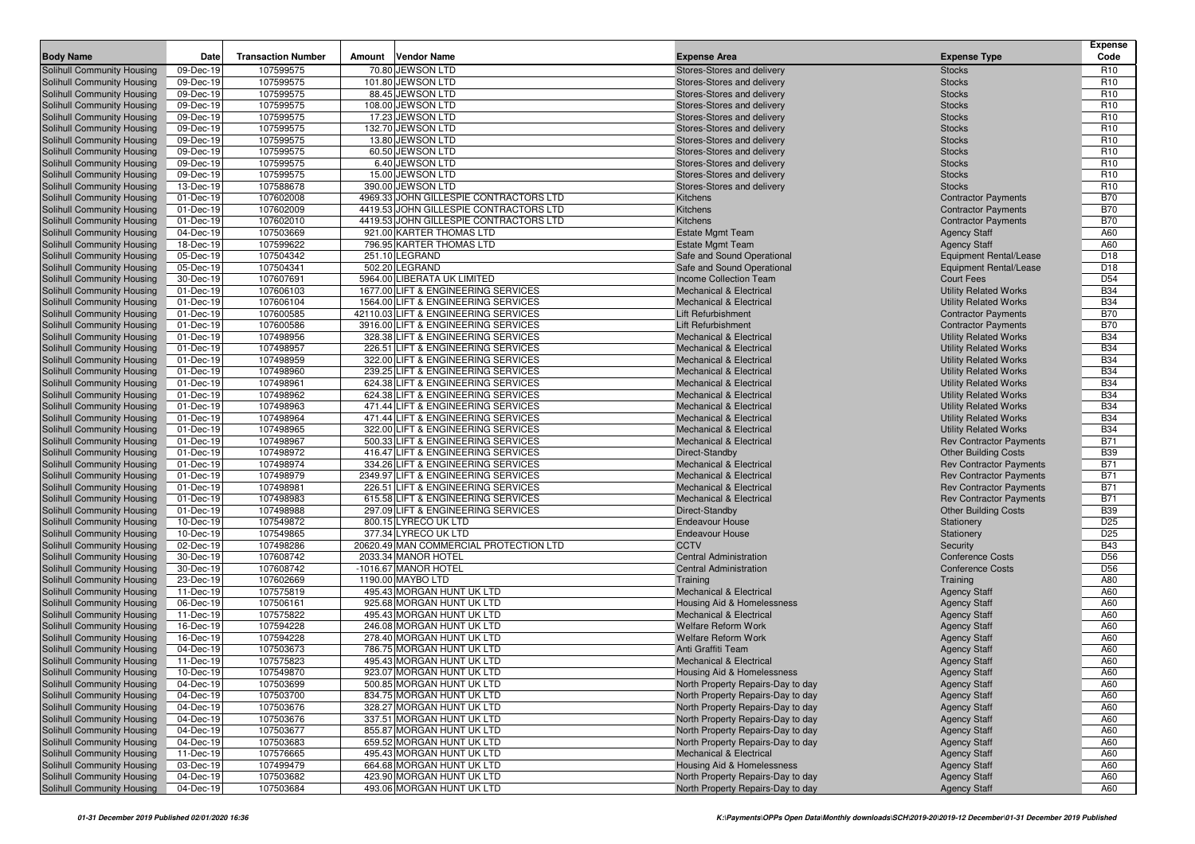| Body Name | Date | Transaction Number | Amount | Vendor Name | Expense Area | Expense Type | Expense Code |
|---|---|---|---|---|---|---|---|
| Solihull Community Housing | 09-Dec-19 | 107599575 | 70.80 | JEWSON LTD | Stores-Stores and delivery | Stocks | R10 |
| Solihull Community Housing | 09-Dec-19 | 107599575 | 101.80 | JEWSON LTD | Stores-Stores and delivery | Stocks | R10 |
| Solihull Community Housing | 09-Dec-19 | 107599575 | 88.45 | JEWSON LTD | Stores-Stores and delivery | Stocks | R10 |
| Solihull Community Housing | 09-Dec-19 | 107599575 | 108.00 | JEWSON LTD | Stores-Stores and delivery | Stocks | R10 |
| Solihull Community Housing | 09-Dec-19 | 107599575 | 17.23 | JEWSON LTD | Stores-Stores and delivery | Stocks | R10 |
| Solihull Community Housing | 09-Dec-19 | 107599575 | 132.70 | JEWSON LTD | Stores-Stores and delivery | Stocks | R10 |
| Solihull Community Housing | 09-Dec-19 | 107599575 | 13.80 | JEWSON LTD | Stores-Stores and delivery | Stocks | R10 |
| Solihull Community Housing | 09-Dec-19 | 107599575 | 60.50 | JEWSON LTD | Stores-Stores and delivery | Stocks | R10 |
| Solihull Community Housing | 09-Dec-19 | 107599575 | 6.40 | JEWSON LTD | Stores-Stores and delivery | Stocks | R10 |
| Solihull Community Housing | 09-Dec-19 | 107599575 | 15.00 | JEWSON LTD | Stores-Stores and delivery | Stocks | R10 |
| Solihull Community Housing | 13-Dec-19 | 107588678 | 390.00 | JEWSON LTD | Stores-Stores and delivery | Stocks | R10 |
| Solihull Community Housing | 01-Dec-19 | 107602008 | 4969.33 | JOHN GILLESPIE CONTRACTORS LTD | Kitchens | Contractor Payments | B70 |
| Solihull Community Housing | 01-Dec-19 | 107602009 | 4419.53 | JOHN GILLESPIE CONTRACTORS LTD | Kitchens | Contractor Payments | B70 |
| Solihull Community Housing | 01-Dec-19 | 107602010 | 4419.53 | JOHN GILLESPIE CONTRACTORS LTD | Kitchens | Contractor Payments | B70 |
| Solihull Community Housing | 04-Dec-19 | 107503669 | 921.00 | KARTER THOMAS LTD | Estate Mgmt Team | Agency Staff | A60 |
| Solihull Community Housing | 18-Dec-19 | 107599622 | 796.95 | KARTER THOMAS LTD | Estate Mgmt Team | Agency Staff | A60 |
| Solihull Community Housing | 05-Dec-19 | 107504342 | 251.10 | LEGRAND | Safe and Sound Operational | Equipment Rental/Lease | D18 |
| Solihull Community Housing | 05-Dec-19 | 107504341 | 502.20 | LEGRAND | Safe and Sound Operational | Equipment Rental/Lease | D18 |
| Solihull Community Housing | 30-Dec-19 | 107607691 | 5964.00 | LIBERATA UK LIMITED | Income Collection Team | Court Fees | D54 |
| Solihull Community Housing | 01-Dec-19 | 107606103 | 1677.00 | LIFT & ENGINEERING SERVICES | Mechanical & Electrical | Utility Related Works | B34 |
| Solihull Community Housing | 01-Dec-19 | 107606104 | 1564.00 | LIFT & ENGINEERING SERVICES | Mechanical & Electrical | Utility Related Works | B34 |
| Solihull Community Housing | 01-Dec-19 | 107600585 | 42110.03 | LIFT & ENGINEERING SERVICES | Lift Refurbishment | Contractor Payments | B70 |
| Solihull Community Housing | 01-Dec-19 | 107600586 | 3916.00 | LIFT & ENGINEERING SERVICES | Lift Refurbishment | Contractor Payments | B70 |
| Solihull Community Housing | 01-Dec-19 | 107498956 | 328.38 | LIFT & ENGINEERING SERVICES | Mechanical & Electrical | Utility Related Works | B34 |
| Solihull Community Housing | 01-Dec-19 | 107498957 | 226.51 | LIFT & ENGINEERING SERVICES | Mechanical & Electrical | Utility Related Works | B34 |
| Solihull Community Housing | 01-Dec-19 | 107498959 | 322.00 | LIFT & ENGINEERING SERVICES | Mechanical & Electrical | Utility Related Works | B34 |
| Solihull Community Housing | 01-Dec-19 | 107498960 | 239.25 | LIFT & ENGINEERING SERVICES | Mechanical & Electrical | Utility Related Works | B34 |
| Solihull Community Housing | 01-Dec-19 | 107498961 | 624.38 | LIFT & ENGINEERING SERVICES | Mechanical & Electrical | Utility Related Works | B34 |
| Solihull Community Housing | 01-Dec-19 | 107498962 | 624.38 | LIFT & ENGINEERING SERVICES | Mechanical & Electrical | Utility Related Works | B34 |
| Solihull Community Housing | 01-Dec-19 | 107498963 | 471.44 | LIFT & ENGINEERING SERVICES | Mechanical & Electrical | Utility Related Works | B34 |
| Solihull Community Housing | 01-Dec-19 | 107498964 | 471.44 | LIFT & ENGINEERING SERVICES | Mechanical & Electrical | Utility Related Works | B34 |
| Solihull Community Housing | 01-Dec-19 | 107498965 | 322.00 | LIFT & ENGINEERING SERVICES | Mechanical & Electrical | Utility Related Works | B34 |
| Solihull Community Housing | 01-Dec-19 | 107498967 | 500.33 | LIFT & ENGINEERING SERVICES | Mechanical & Electrical | Rev Contractor Payments | B71 |
| Solihull Community Housing | 01-Dec-19 | 107498972 | 416.47 | LIFT & ENGINEERING SERVICES | Direct-Standby | Other Building Costs | B39 |
| Solihull Community Housing | 01-Dec-19 | 107498974 | 334.26 | LIFT & ENGINEERING SERVICES | Mechanical & Electrical | Rev Contractor Payments | B71 |
| Solihull Community Housing | 01-Dec-19 | 107498979 | 2349.97 | LIFT & ENGINEERING SERVICES | Mechanical & Electrical | Rev Contractor Payments | B71 |
| Solihull Community Housing | 01-Dec-19 | 107498981 | 226.51 | LIFT & ENGINEERING SERVICES | Mechanical & Electrical | Rev Contractor Payments | B71 |
| Solihull Community Housing | 01-Dec-19 | 107498983 | 615.58 | LIFT & ENGINEERING SERVICES | Mechanical & Electrical | Rev Contractor Payments | B71 |
| Solihull Community Housing | 01-Dec-19 | 107498988 | 297.09 | LIFT & ENGINEERING SERVICES | Direct-Standby | Other Building Costs | B39 |
| Solihull Community Housing | 10-Dec-19 | 107549872 | 800.15 | LYRECO UK LTD | Endeavour House | Stationery | D25 |
| Solihull Community Housing | 10-Dec-19 | 107549865 | 377.34 | LYRECO UK LTD | Endeavour House | Stationery | D25 |
| Solihull Community Housing | 02-Dec-19 | 107498286 | 20620.49 | MAN COMMERCIAL PROTECTION LTD | CCTV | Security | B43 |
| Solihull Community Housing | 30-Dec-19 | 107608742 | 2033.34 | MANOR HOTEL | Central Administration | Conference Costs | D56 |
| Solihull Community Housing | 30-Dec-19 | 107608742 | -1016.67 | MANOR HOTEL | Central Administration | Conference Costs | D56 |
| Solihull Community Housing | 23-Dec-19 | 107602669 | 1190.00 | MAYBO LTD | Training | Training | A80 |
| Solihull Community Housing | 11-Dec-19 | 107575819 | 495.43 | MORGAN HUNT UK LTD | Mechanical & Electrical | Agency Staff | A60 |
| Solihull Community Housing | 06-Dec-19 | 107506161 | 925.68 | MORGAN HUNT UK LTD | Housing Aid & Homelessness | Agency Staff | A60 |
| Solihull Community Housing | 11-Dec-19 | 107575822 | 495.43 | MORGAN HUNT UK LTD | Mechanical & Electrical | Agency Staff | A60 |
| Solihull Community Housing | 16-Dec-19 | 107594228 | 246.08 | MORGAN HUNT UK LTD | Welfare Reform Work | Agency Staff | A60 |
| Solihull Community Housing | 16-Dec-19 | 107594228 | 278.40 | MORGAN HUNT UK LTD | Welfare Reform Work | Agency Staff | A60 |
| Solihull Community Housing | 04-Dec-19 | 107503673 | 786.75 | MORGAN HUNT UK LTD | Anti Graffiti Team | Agency Staff | A60 |
| Solihull Community Housing | 11-Dec-19 | 107575823 | 495.43 | MORGAN HUNT UK LTD | Mechanical & Electrical | Agency Staff | A60 |
| Solihull Community Housing | 10-Dec-19 | 107549870 | 923.07 | MORGAN HUNT UK LTD | Housing Aid & Homelessness | Agency Staff | A60 |
| Solihull Community Housing | 04-Dec-19 | 107503699 | 500.85 | MORGAN HUNT UK LTD | North Property Repairs-Day to day | Agency Staff | A60 |
| Solihull Community Housing | 04-Dec-19 | 107503700 | 834.75 | MORGAN HUNT UK LTD | North Property Repairs-Day to day | Agency Staff | A60 |
| Solihull Community Housing | 04-Dec-19 | 107503676 | 328.27 | MORGAN HUNT UK LTD | North Property Repairs-Day to day | Agency Staff | A60 |
| Solihull Community Housing | 04-Dec-19 | 107503676 | 337.51 | MORGAN HUNT UK LTD | North Property Repairs-Day to day | Agency Staff | A60 |
| Solihull Community Housing | 04-Dec-19 | 107503677 | 855.87 | MORGAN HUNT UK LTD | North Property Repairs-Day to day | Agency Staff | A60 |
| Solihull Community Housing | 04-Dec-19 | 107503683 | 659.52 | MORGAN HUNT UK LTD | North Property Repairs-Day to day | Agency Staff | A60 |
| Solihull Community Housing | 11-Dec-19 | 107576665 | 495.43 | MORGAN HUNT UK LTD | Mechanical & Electrical | Agency Staff | A60 |
| Solihull Community Housing | 03-Dec-19 | 107499479 | 664.68 | MORGAN HUNT UK LTD | Housing Aid & Homelessness | Agency Staff | A60 |
| Solihull Community Housing | 04-Dec-19 | 107503682 | 423.90 | MORGAN HUNT UK LTD | North Property Repairs-Day to day | Agency Staff | A60 |
| Solihull Community Housing | 04-Dec-19 | 107503684 | 493.06 | MORGAN HUNT UK LTD | North Property Repairs-Day to day | Agency Staff | A60 |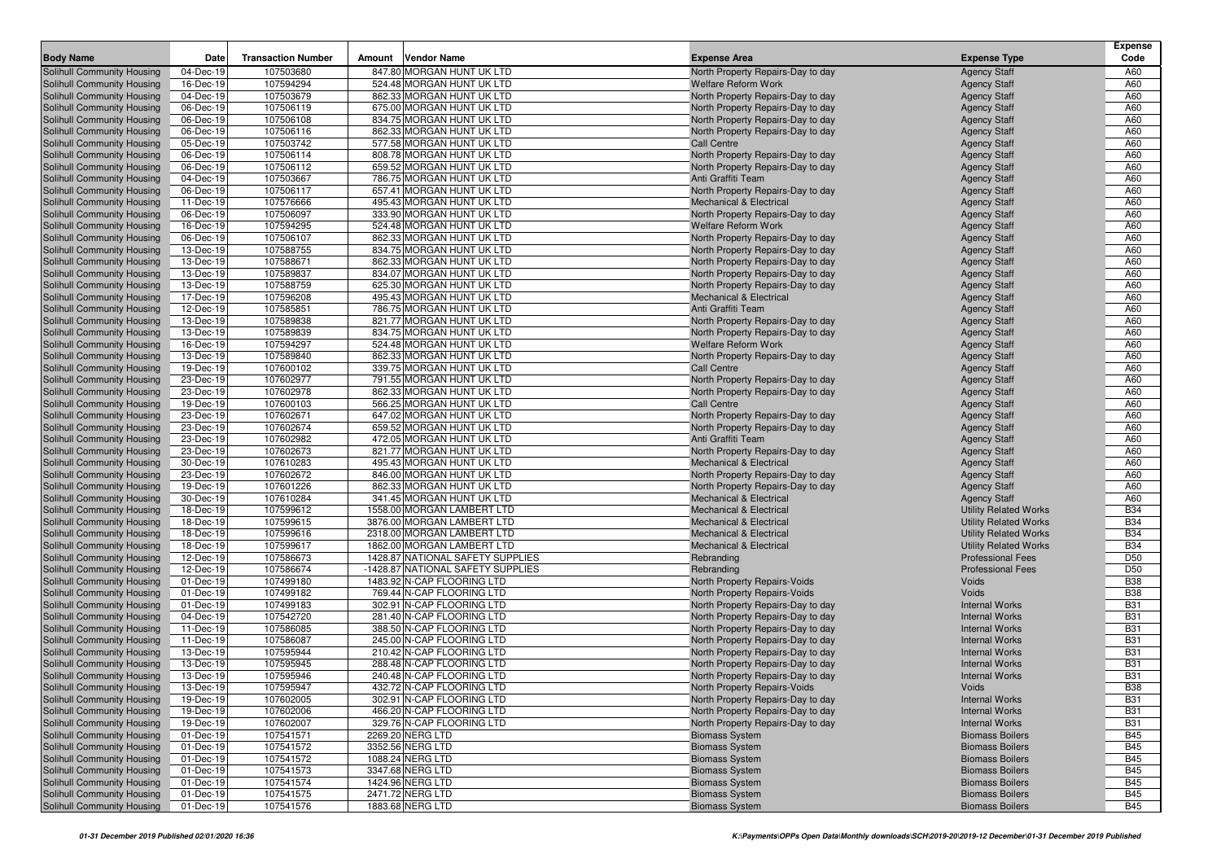| Body Name | Date | Transaction Number | Amount | Vendor Name | Expense Area | Expense Type | Expense Code |
|---|---|---|---|---|---|---|---|
| Solihull Community Housing | 04-Dec-19 | 107503680 | 847.80 | MORGAN HUNT UK LTD | North Property Repairs-Day to day | Agency Staff | A60 |
| Solihull Community Housing | 16-Dec-19 | 107594294 | 524.48 | MORGAN HUNT UK LTD | Welfare Reform Work | Agency Staff | A60 |
| Solihull Community Housing | 04-Dec-19 | 107503679 | 862.33 | MORGAN HUNT UK LTD | North Property Repairs-Day to day | Agency Staff | A60 |
| Solihull Community Housing | 06-Dec-19 | 107506119 | 675.00 | MORGAN HUNT UK LTD | North Property Repairs-Day to day | Agency Staff | A60 |
| Solihull Community Housing | 06-Dec-19 | 107506108 | 834.75 | MORGAN HUNT UK LTD | North Property Repairs-Day to day | Agency Staff | A60 |
| Solihull Community Housing | 06-Dec-19 | 107506116 | 862.33 | MORGAN HUNT UK LTD | North Property Repairs-Day to day | Agency Staff | A60 |
| Solihull Community Housing | 05-Dec-19 | 107503742 | 577.58 | MORGAN HUNT UK LTD | Call Centre | Agency Staff | A60 |
| Solihull Community Housing | 06-Dec-19 | 107506114 | 808.78 | MORGAN HUNT UK LTD | North Property Repairs-Day to day | Agency Staff | A60 |
| Solihull Community Housing | 06-Dec-19 | 107506112 | 659.52 | MORGAN HUNT UK LTD | North Property Repairs-Day to day | Agency Staff | A60 |
| Solihull Community Housing | 04-Dec-19 | 107503667 | 786.75 | MORGAN HUNT UK LTD | Anti Graffiti Team | Agency Staff | A60 |
| Solihull Community Housing | 06-Dec-19 | 107506117 | 657.41 | MORGAN HUNT UK LTD | North Property Repairs-Day to day | Agency Staff | A60 |
| Solihull Community Housing | 11-Dec-19 | 107576666 | 495.43 | MORGAN HUNT UK LTD | Mechanical & Electrical | Agency Staff | A60 |
| Solihull Community Housing | 06-Dec-19 | 107506097 | 333.90 | MORGAN HUNT UK LTD | North Property Repairs-Day to day | Agency Staff | A60 |
| Solihull Community Housing | 16-Dec-19 | 107594295 | 524.48 | MORGAN HUNT UK LTD | Welfare Reform Work | Agency Staff | A60 |
| Solihull Community Housing | 06-Dec-19 | 107506107 | 862.33 | MORGAN HUNT UK LTD | North Property Repairs-Day to day | Agency Staff | A60 |
| Solihull Community Housing | 13-Dec-19 | 107588755 | 834.75 | MORGAN HUNT UK LTD | North Property Repairs-Day to day | Agency Staff | A60 |
| Solihull Community Housing | 13-Dec-19 | 107588671 | 862.33 | MORGAN HUNT UK LTD | North Property Repairs-Day to day | Agency Staff | A60 |
| Solihull Community Housing | 13-Dec-19 | 107589837 | 834.07 | MORGAN HUNT UK LTD | North Property Repairs-Day to day | Agency Staff | A60 |
| Solihull Community Housing | 13-Dec-19 | 107588759 | 625.30 | MORGAN HUNT UK LTD | North Property Repairs-Day to day | Agency Staff | A60 |
| Solihull Community Housing | 17-Dec-19 | 107596208 | 495.43 | MORGAN HUNT UK LTD | Mechanical & Electrical | Agency Staff | A60 |
| Solihull Community Housing | 12-Dec-19 | 107585851 | 786.75 | MORGAN HUNT UK LTD | Anti Graffiti Team | Agency Staff | A60 |
| Solihull Community Housing | 13-Dec-19 | 107589838 | 821.77 | MORGAN HUNT UK LTD | North Property Repairs-Day to day | Agency Staff | A60 |
| Solihull Community Housing | 13-Dec-19 | 107589839 | 834.75 | MORGAN HUNT UK LTD | North Property Repairs-Day to day | Agency Staff | A60 |
| Solihull Community Housing | 16-Dec-19 | 107594297 | 524.48 | MORGAN HUNT UK LTD | Welfare Reform Work | Agency Staff | A60 |
| Solihull Community Housing | 13-Dec-19 | 107589840 | 862.33 | MORGAN HUNT UK LTD | North Property Repairs-Day to day | Agency Staff | A60 |
| Solihull Community Housing | 19-Dec-19 | 107600102 | 339.75 | MORGAN HUNT UK LTD | Call Centre | Agency Staff | A60 |
| Solihull Community Housing | 23-Dec-19 | 107602977 | 791.55 | MORGAN HUNT UK LTD | North Property Repairs-Day to day | Agency Staff | A60 |
| Solihull Community Housing | 23-Dec-19 | 107602978 | 862.33 | MORGAN HUNT UK LTD | North Property Repairs-Day to day | Agency Staff | A60 |
| Solihull Community Housing | 19-Dec-19 | 107600103 | 566.25 | MORGAN HUNT UK LTD | Call Centre | Agency Staff | A60 |
| Solihull Community Housing | 23-Dec-19 | 107602671 | 647.02 | MORGAN HUNT UK LTD | North Property Repairs-Day to day | Agency Staff | A60 |
| Solihull Community Housing | 23-Dec-19 | 107602674 | 659.52 | MORGAN HUNT UK LTD | North Property Repairs-Day to day | Agency Staff | A60 |
| Solihull Community Housing | 23-Dec-19 | 107602982 | 472.05 | MORGAN HUNT UK LTD | Anti Graffiti Team | Agency Staff | A60 |
| Solihull Community Housing | 23-Dec-19 | 107602673 | 821.77 | MORGAN HUNT UK LTD | North Property Repairs-Day to day | Agency Staff | A60 |
| Solihull Community Housing | 30-Dec-19 | 107610283 | 495.43 | MORGAN HUNT UK LTD | Mechanical & Electrical | Agency Staff | A60 |
| Solihull Community Housing | 23-Dec-19 | 107602672 | 846.00 | MORGAN HUNT UK LTD | North Property Repairs-Day to day | Agency Staff | A60 |
| Solihull Community Housing | 19-Dec-19 | 107601226 | 862.33 | MORGAN HUNT UK LTD | North Property Repairs-Day to day | Agency Staff | A60 |
| Solihull Community Housing | 30-Dec-19 | 107610284 | 341.45 | MORGAN HUNT UK LTD | Mechanical & Electrical | Agency Staff | A60 |
| Solihull Community Housing | 18-Dec-19 | 107599612 | 1558.00 | MORGAN LAMBERT LTD | Mechanical & Electrical | Utility Related Works | B34 |
| Solihull Community Housing | 18-Dec-19 | 107599615 | 3876.00 | MORGAN LAMBERT LTD | Mechanical & Electrical | Utility Related Works | B34 |
| Solihull Community Housing | 18-Dec-19 | 107599616 | 2318.00 | MORGAN LAMBERT LTD | Mechanical & Electrical | Utility Related Works | B34 |
| Solihull Community Housing | 18-Dec-19 | 107599617 | 1862.00 | MORGAN LAMBERT LTD | Mechanical & Electrical | Utility Related Works | B34 |
| Solihull Community Housing | 12-Dec-19 | 107586673 | 1428.87 | NATIONAL SAFETY SUPPLIES | Rebranding | Professional Fees | D50 |
| Solihull Community Housing | 12-Dec-19 | 107586674 | -1428.87 | NATIONAL SAFETY SUPPLIES | Rebranding | Professional Fees | D50 |
| Solihull Community Housing | 01-Dec-19 | 107499180 | 1483.92 | N-CAP FLOORING LTD | North Property Repairs-Voids | Voids | B38 |
| Solihull Community Housing | 01-Dec-19 | 107499182 | 769.44 | N-CAP FLOORING LTD | North Property Repairs-Voids | Voids | B38 |
| Solihull Community Housing | 01-Dec-19 | 107499183 | 302.91 | N-CAP FLOORING LTD | North Property Repairs-Day to day | Internal Works | B31 |
| Solihull Community Housing | 04-Dec-19 | 107542720 | 281.40 | N-CAP FLOORING LTD | North Property Repairs-Day to day | Internal Works | B31 |
| Solihull Community Housing | 11-Dec-19 | 107586085 | 388.50 | N-CAP FLOORING LTD | North Property Repairs-Day to day | Internal Works | B31 |
| Solihull Community Housing | 11-Dec-19 | 107586087 | 245.00 | N-CAP FLOORING LTD | North Property Repairs-Day to day | Internal Works | B31 |
| Solihull Community Housing | 13-Dec-19 | 107595944 | 210.42 | N-CAP FLOORING LTD | North Property Repairs-Day to day | Internal Works | B31 |
| Solihull Community Housing | 13-Dec-19 | 107595945 | 288.48 | N-CAP FLOORING LTD | North Property Repairs-Day to day | Internal Works | B31 |
| Solihull Community Housing | 13-Dec-19 | 107595946 | 240.48 | N-CAP FLOORING LTD | North Property Repairs-Day to day | Internal Works | B31 |
| Solihull Community Housing | 13-Dec-19 | 107595947 | 432.72 | N-CAP FLOORING LTD | North Property Repairs-Voids | Voids | B38 |
| Solihull Community Housing | 19-Dec-19 | 107602005 | 302.91 | N-CAP FLOORING LTD | North Property Repairs-Day to day | Internal Works | B31 |
| Solihull Community Housing | 19-Dec-19 | 107602006 | 466.20 | N-CAP FLOORING LTD | North Property Repairs-Day to day | Internal Works | B31 |
| Solihull Community Housing | 19-Dec-19 | 107602007 | 329.76 | N-CAP FLOORING LTD | North Property Repairs-Day to day | Internal Works | B31 |
| Solihull Community Housing | 01-Dec-19 | 107541571 | 2269.20 | NERG LTD | Biomass System | Biomass Boilers | B45 |
| Solihull Community Housing | 01-Dec-19 | 107541572 | 3352.56 | NERG LTD | Biomass System | Biomass Boilers | B45 |
| Solihull Community Housing | 01-Dec-19 | 107541572 | 1088.24 | NERG LTD | Biomass System | Biomass Boilers | B45 |
| Solihull Community Housing | 01-Dec-19 | 107541573 | 3347.68 | NERG LTD | Biomass System | Biomass Boilers | B45 |
| Solihull Community Housing | 01-Dec-19 | 107541574 | 1424.96 | NERG LTD | Biomass System | Biomass Boilers | B45 |
| Solihull Community Housing | 01-Dec-19 | 107541575 | 2471.72 | NERG LTD | Biomass System | Biomass Boilers | B45 |
| Solihull Community Housing | 01-Dec-19 | 107541576 | 1883.68 | NERG LTD | Biomass System | Biomass Boilers | B45 |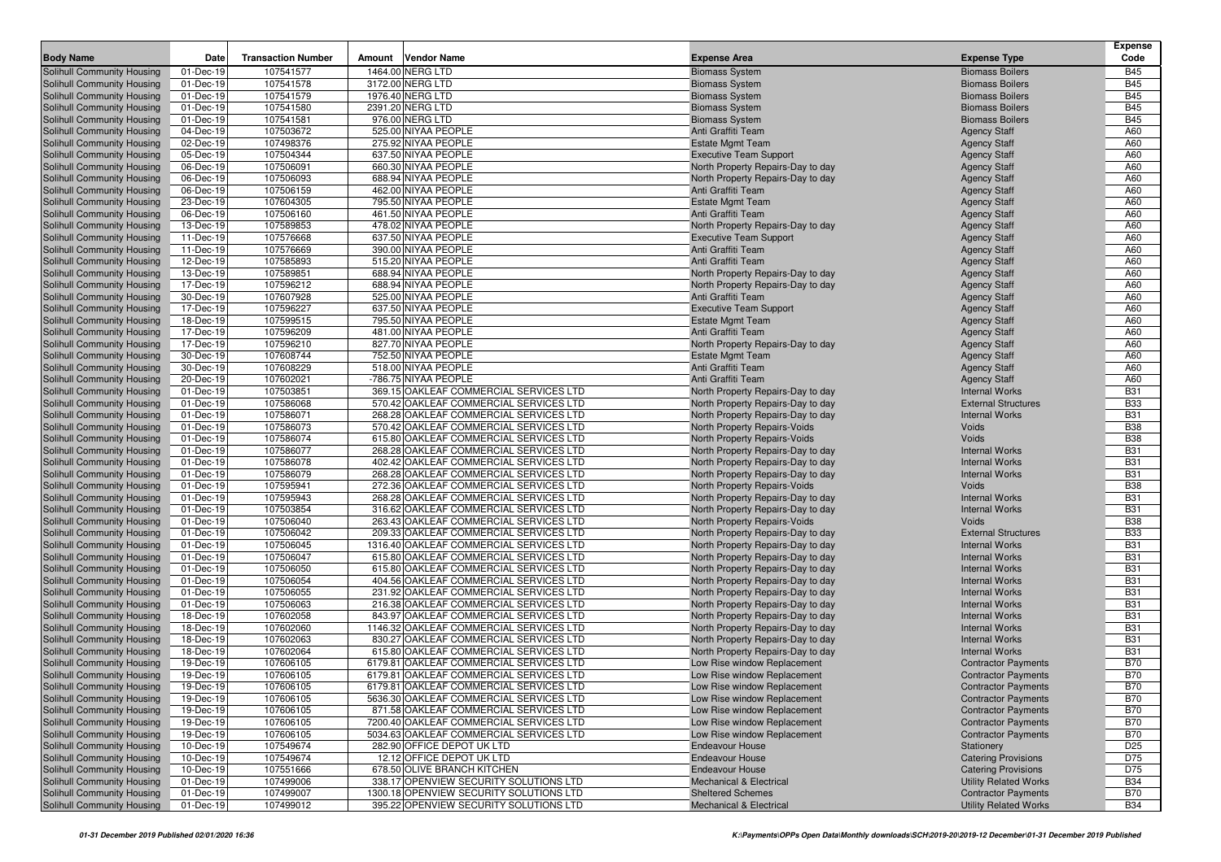| Body Name | Date | Transaction Number | Amount | Vendor Name | Expense Area | Expense Type | Expense Code |
|---|---|---|---|---|---|---|---|
| Solihull Community Housing | 01-Dec-19 | 107541577 | 1464.00 | NERG LTD | Biomass System | Biomass Boilers | B45 |
| Solihull Community Housing | 01-Dec-19 | 107541578 | 3172.00 | NERG LTD | Biomass System | Biomass Boilers | B45 |
| Solihull Community Housing | 01-Dec-19 | 107541579 | 1976.40 | NERG LTD | Biomass System | Biomass Boilers | B45 |
| Solihull Community Housing | 01-Dec-19 | 107541580 | 2391.20 | NERG LTD | Biomass System | Biomass Boilers | B45 |
| Solihull Community Housing | 01-Dec-19 | 107541581 | 976.00 | NERG LTD | Biomass System | Biomass Boilers | B45 |
| Solihull Community Housing | 04-Dec-19 | 107503672 | 525.00 | NIYAA PEOPLE | Anti Graffiti Team | Agency Staff | A60 |
| Solihull Community Housing | 02-Dec-19 | 107498376 | 275.92 | NIYAA PEOPLE | Estate Mgmt Team | Agency Staff | A60 |
| Solihull Community Housing | 05-Dec-19 | 107504344 | 637.50 | NIYAA PEOPLE | Executive Team Support | Agency Staff | A60 |
| Solihull Community Housing | 06-Dec-19 | 107506091 | 660.30 | NIYAA PEOPLE | North Property Repairs-Day to day | Agency Staff | A60 |
| Solihull Community Housing | 06-Dec-19 | 107506093 | 688.94 | NIYAA PEOPLE | North Property Repairs-Day to day | Agency Staff | A60 |
| Solihull Community Housing | 06-Dec-19 | 107506159 | 462.00 | NIYAA PEOPLE | Anti Graffiti Team | Agency Staff | A60 |
| Solihull Community Housing | 23-Dec-19 | 107604305 | 795.50 | NIYAA PEOPLE | Estate Mgmt Team | Agency Staff | A60 |
| Solihull Community Housing | 06-Dec-19 | 107506160 | 461.50 | NIYAA PEOPLE | Anti Graffiti Team | Agency Staff | A60 |
| Solihull Community Housing | 13-Dec-19 | 107589853 | 478.02 | NIYAA PEOPLE | North Property Repairs-Day to day | Agency Staff | A60 |
| Solihull Community Housing | 11-Dec-19 | 107576668 | 637.50 | NIYAA PEOPLE | Executive Team Support | Agency Staff | A60 |
| Solihull Community Housing | 11-Dec-19 | 107576669 | 390.00 | NIYAA PEOPLE | Anti Graffiti Team | Agency Staff | A60 |
| Solihull Community Housing | 12-Dec-19 | 107585893 | 515.20 | NIYAA PEOPLE | Anti Graffiti Team | Agency Staff | A60 |
| Solihull Community Housing | 13-Dec-19 | 107589851 | 688.94 | NIYAA PEOPLE | North Property Repairs-Day to day | Agency Staff | A60 |
| Solihull Community Housing | 17-Dec-19 | 107596212 | 688.94 | NIYAA PEOPLE | North Property Repairs-Day to day | Agency Staff | A60 |
| Solihull Community Housing | 30-Dec-19 | 107607928 | 525.00 | NIYAA PEOPLE | Anti Graffiti Team | Agency Staff | A60 |
| Solihull Community Housing | 17-Dec-19 | 107596227 | 637.50 | NIYAA PEOPLE | Executive Team Support | Agency Staff | A60 |
| Solihull Community Housing | 18-Dec-19 | 107599515 | 795.50 | NIYAA PEOPLE | Estate Mgmt Team | Agency Staff | A60 |
| Solihull Community Housing | 17-Dec-19 | 107596209 | 481.00 | NIYAA PEOPLE | Anti Graffiti Team | Agency Staff | A60 |
| Solihull Community Housing | 17-Dec-19 | 107596210 | 827.70 | NIYAA PEOPLE | North Property Repairs-Day to day | Agency Staff | A60 |
| Solihull Community Housing | 30-Dec-19 | 107608744 | 752.50 | NIYAA PEOPLE | Estate Mgmt Team | Agency Staff | A60 |
| Solihull Community Housing | 30-Dec-19 | 107608229 | 518.00 | NIYAA PEOPLE | Anti Graffiti Team | Agency Staff | A60 |
| Solihull Community Housing | 20-Dec-19 | 107602021 | -786.75 | NIYAA PEOPLE | Anti Graffiti Team | Agency Staff | A60 |
| Solihull Community Housing | 01-Dec-19 | 107503851 | 369.15 | OAKLEAF COMMERCIAL SERVICES LTD | North Property Repairs-Day to day | Internal Works | B31 |
| Solihull Community Housing | 01-Dec-19 | 107586068 | 570.42 | OAKLEAF COMMERCIAL SERVICES LTD | North Property Repairs-Day to day | External Structures | B33 |
| Solihull Community Housing | 01-Dec-19 | 107586071 | 268.28 | OAKLEAF COMMERCIAL SERVICES LTD | North Property Repairs-Day to day | Internal Works | B31 |
| Solihull Community Housing | 01-Dec-19 | 107586073 | 570.42 | OAKLEAF COMMERCIAL SERVICES LTD | North Property Repairs-Voids | Voids | B38 |
| Solihull Community Housing | 01-Dec-19 | 107586074 | 615.80 | OAKLEAF COMMERCIAL SERVICES LTD | North Property Repairs-Voids | Voids | B38 |
| Solihull Community Housing | 01-Dec-19 | 107586077 | 268.28 | OAKLEAF COMMERCIAL SERVICES LTD | North Property Repairs-Day to day | Internal Works | B31 |
| Solihull Community Housing | 01-Dec-19 | 107586078 | 402.42 | OAKLEAF COMMERCIAL SERVICES LTD | North Property Repairs-Day to day | Internal Works | B31 |
| Solihull Community Housing | 01-Dec-19 | 107586079 | 268.28 | OAKLEAF COMMERCIAL SERVICES LTD | North Property Repairs-Day to day | Internal Works | B31 |
| Solihull Community Housing | 01-Dec-19 | 107595941 | 272.36 | OAKLEAF COMMERCIAL SERVICES LTD | North Property Repairs-Voids | Voids | B38 |
| Solihull Community Housing | 01-Dec-19 | 107595943 | 268.28 | OAKLEAF COMMERCIAL SERVICES LTD | North Property Repairs-Day to day | Internal Works | B31 |
| Solihull Community Housing | 01-Dec-19 | 107503854 | 316.62 | OAKLEAF COMMERCIAL SERVICES LTD | North Property Repairs-Day to day | Internal Works | B31 |
| Solihull Community Housing | 01-Dec-19 | 107506040 | 263.43 | OAKLEAF COMMERCIAL SERVICES LTD | North Property Repairs-Voids | Voids | B38 |
| Solihull Community Housing | 01-Dec-19 | 107506042 | 209.33 | OAKLEAF COMMERCIAL SERVICES LTD | North Property Repairs-Day to day | External Structures | B33 |
| Solihull Community Housing | 01-Dec-19 | 107506045 | 1316.40 | OAKLEAF COMMERCIAL SERVICES LTD | North Property Repairs-Day to day | Internal Works | B31 |
| Solihull Community Housing | 01-Dec-19 | 107506047 | 615.80 | OAKLEAF COMMERCIAL SERVICES LTD | North Property Repairs-Day to day | Internal Works | B31 |
| Solihull Community Housing | 01-Dec-19 | 107506050 | 615.80 | OAKLEAF COMMERCIAL SERVICES LTD | North Property Repairs-Day to day | Internal Works | B31 |
| Solihull Community Housing | 01-Dec-19 | 107506054 | 404.56 | OAKLEAF COMMERCIAL SERVICES LTD | North Property Repairs-Day to day | Internal Works | B31 |
| Solihull Community Housing | 01-Dec-19 | 107506055 | 231.92 | OAKLEAF COMMERCIAL SERVICES LTD | North Property Repairs-Day to day | Internal Works | B31 |
| Solihull Community Housing | 01-Dec-19 | 107506063 | 216.38 | OAKLEAF COMMERCIAL SERVICES LTD | North Property Repairs-Day to day | Internal Works | B31 |
| Solihull Community Housing | 18-Dec-19 | 107602058 | 843.97 | OAKLEAF COMMERCIAL SERVICES LTD | North Property Repairs-Day to day | Internal Works | B31 |
| Solihull Community Housing | 18-Dec-19 | 107602060 | 1146.32 | OAKLEAF COMMERCIAL SERVICES LTD | North Property Repairs-Day to day | Internal Works | B31 |
| Solihull Community Housing | 18-Dec-19 | 107602063 | 830.27 | OAKLEAF COMMERCIAL SERVICES LTD | North Property Repairs-Day to day | Internal Works | B31 |
| Solihull Community Housing | 18-Dec-19 | 107602064 | 615.80 | OAKLEAF COMMERCIAL SERVICES LTD | North Property Repairs-Day to day | Internal Works | B31 |
| Solihull Community Housing | 19-Dec-19 | 107606105 | 6179.81 | OAKLEAF COMMERCIAL SERVICES LTD | Low Rise window Replacement | Contractor Payments | B70 |
| Solihull Community Housing | 19-Dec-19 | 107606105 | 6179.81 | OAKLEAF COMMERCIAL SERVICES LTD | Low Rise window Replacement | Contractor Payments | B70 |
| Solihull Community Housing | 19-Dec-19 | 107606105 | 6179.81 | OAKLEAF COMMERCIAL SERVICES LTD | Low Rise window Replacement | Contractor Payments | B70 |
| Solihull Community Housing | 19-Dec-19 | 107606105 | 5636.30 | OAKLEAF COMMERCIAL SERVICES LTD | Low Rise window Replacement | Contractor Payments | B70 |
| Solihull Community Housing | 19-Dec-19 | 107606105 | 871.58 | OAKLEAF COMMERCIAL SERVICES LTD | Low Rise window Replacement | Contractor Payments | B70 |
| Solihull Community Housing | 19-Dec-19 | 107606105 | 7200.40 | OAKLEAF COMMERCIAL SERVICES LTD | Low Rise window Replacement | Contractor Payments | B70 |
| Solihull Community Housing | 19-Dec-19 | 107606105 | 5034.63 | OAKLEAF COMMERCIAL SERVICES LTD | Low Rise window Replacement | Contractor Payments | B70 |
| Solihull Community Housing | 10-Dec-19 | 107549674 | 282.90 | OFFICE DEPOT UK LTD | Endeavour House | Stationery | D25 |
| Solihull Community Housing | 10-Dec-19 | 107549674 | 12.12 | OFFICE DEPOT UK LTD | Endeavour House | Catering Provisions | D75 |
| Solihull Community Housing | 10-Dec-19 | 107551666 | 678.50 | OLIVE BRANCH KITCHEN | Endeavour House | Catering Provisions | D75 |
| Solihull Community Housing | 01-Dec-19 | 107499006 | 338.17 | OPENVIEW SECURITY SOLUTIONS LTD | Mechanical & Electrical | Utility Related Works | B34 |
| Solihull Community Housing | 01-Dec-19 | 107499007 | 1300.18 | OPENVIEW SECURITY SOLUTIONS LTD | Sheltered Schemes | Contractor Payments | B70 |
| Solihull Community Housing | 01-Dec-19 | 107499012 | 395.22 | OPENVIEW SECURITY SOLUTIONS LTD | Mechanical & Electrical | Utility Related Works | B34 |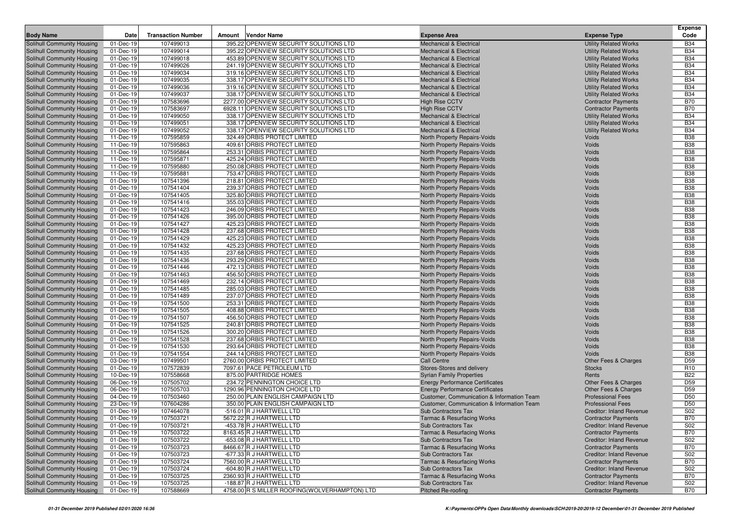| Body Name | Date | Transaction Number | Amount | Vendor Name | Expense Area | Expense Type | Expense Code |
|---|---|---|---|---|---|---|---|
| Solihull Community Housing | 01-Dec-19 | 107499013 | 395.22 | OPENVIEW SECURITY SOLUTIONS LTD | Mechanical & Electrical | Utility Related Works | B34 |
| Solihull Community Housing | 01-Dec-19 | 107499014 | 395.22 | OPENVIEW SECURITY SOLUTIONS LTD | Mechanical & Electrical | Utility Related Works | B34 |
| Solihull Community Housing | 01-Dec-19 | 107499018 | 453.89 | OPENVIEW SECURITY SOLUTIONS LTD | Mechanical & Electrical | Utility Related Works | B34 |
| Solihull Community Housing | 01-Dec-19 | 107499026 | 241.19 | OPENVIEW SECURITY SOLUTIONS LTD | Mechanical & Electrical | Utility Related Works | B34 |
| Solihull Community Housing | 01-Dec-19 | 107499034 | 319.16 | OPENVIEW SECURITY SOLUTIONS LTD | Mechanical & Electrical | Utility Related Works | B34 |
| Solihull Community Housing | 01-Dec-19 | 107499035 | 338.17 | OPENVIEW SECURITY SOLUTIONS LTD | Mechanical & Electrical | Utility Related Works | B34 |
| Solihull Community Housing | 01-Dec-19 | 107499036 | 319.16 | OPENVIEW SECURITY SOLUTIONS LTD | Mechanical & Electrical | Utility Related Works | B34 |
| Solihull Community Housing | 01-Dec-19 | 107499037 | 338.17 | OPENVIEW SECURITY SOLUTIONS LTD | Mechanical & Electrical | Utility Related Works | B34 |
| Solihull Community Housing | 01-Dec-19 | 107583696 | 2277.00 | OPENVIEW SECURITY SOLUTIONS LTD | High Rise CCTV | Contractor Payments | B70 |
| Solihull Community Housing | 01-Dec-19 | 107583697 | 6928.11 | OPENVIEW SECURITY SOLUTIONS LTD | High Rise CCTV | Contractor Payments | B70 |
| Solihull Community Housing | 01-Dec-19 | 107499050 | 338.17 | OPENVIEW SECURITY SOLUTIONS LTD | Mechanical & Electrical | Utility Related Works | B34 |
| Solihull Community Housing | 01-Dec-19 | 107499051 | 338.17 | OPENVIEW SECURITY SOLUTIONS LTD | Mechanical & Electrical | Utility Related Works | B34 |
| Solihull Community Housing | 01-Dec-19 | 107499052 | 338.17 | OPENVIEW SECURITY SOLUTIONS LTD | Mechanical & Electrical | Utility Related Works | B34 |
| Solihull Community Housing | 11-Dec-19 | 107595859 | 324.49 | ORBIS PROTECT LIMITED | North Property Repairs-Voids | Voids | B38 |
| Solihull Community Housing | 11-Dec-19 | 107595863 | 409.61 | ORBIS PROTECT LIMITED | North Property Repairs-Voids | Voids | B38 |
| Solihull Community Housing | 11-Dec-19 | 107595864 | 253.31 | ORBIS PROTECT LIMITED | North Property Repairs-Voids | Voids | B38 |
| Solihull Community Housing | 11-Dec-19 | 107595871 | 425.24 | ORBIS PROTECT LIMITED | North Property Repairs-Voids | Voids | B38 |
| Solihull Community Housing | 11-Dec-19 | 107595880 | 250.08 | ORBIS PROTECT LIMITED | North Property Repairs-Voids | Voids | B38 |
| Solihull Community Housing | 11-Dec-19 | 107595881 | 753.47 | ORBIS PROTECT LIMITED | North Property Repairs-Voids | Voids | B38 |
| Solihull Community Housing | 01-Dec-19 | 107541396 | 218.81 | ORBIS PROTECT LIMITED | North Property Repairs-Voids | Voids | B38 |
| Solihull Community Housing | 01-Dec-19 | 107541404 | 239.37 | ORBIS PROTECT LIMITED | North Property Repairs-Voids | Voids | B38 |
| Solihull Community Housing | 01-Dec-19 | 107541405 | 325.80 | ORBIS PROTECT LIMITED | North Property Repairs-Voids | Voids | B38 |
| Solihull Community Housing | 01-Dec-19 | 107541416 | 355.03 | ORBIS PROTECT LIMITED | North Property Repairs-Voids | Voids | B38 |
| Solihull Community Housing | 01-Dec-19 | 107541423 | 246.09 | ORBIS PROTECT LIMITED | North Property Repairs-Voids | Voids | B38 |
| Solihull Community Housing | 01-Dec-19 | 107541426 | 395.00 | ORBIS PROTECT LIMITED | North Property Repairs-Voids | Voids | B38 |
| Solihull Community Housing | 01-Dec-19 | 107541427 | 425.23 | ORBIS PROTECT LIMITED | North Property Repairs-Voids | Voids | B38 |
| Solihull Community Housing | 01-Dec-19 | 107541428 | 237.68 | ORBIS PROTECT LIMITED | North Property Repairs-Voids | Voids | B38 |
| Solihull Community Housing | 01-Dec-19 | 107541429 | 425.23 | ORBIS PROTECT LIMITED | North Property Repairs-Voids | Voids | B38 |
| Solihull Community Housing | 01-Dec-19 | 107541432 | 425.23 | ORBIS PROTECT LIMITED | North Property Repairs-Voids | Voids | B38 |
| Solihull Community Housing | 01-Dec-19 | 107541435 | 237.68 | ORBIS PROTECT LIMITED | North Property Repairs-Voids | Voids | B38 |
| Solihull Community Housing | 01-Dec-19 | 107541436 | 293.29 | ORBIS PROTECT LIMITED | North Property Repairs-Voids | Voids | B38 |
| Solihull Community Housing | 01-Dec-19 | 107541446 | 472.13 | ORBIS PROTECT LIMITED | North Property Repairs-Voids | Voids | B38 |
| Solihull Community Housing | 01-Dec-19 | 107541463 | 456.50 | ORBIS PROTECT LIMITED | North Property Repairs-Voids | Voids | B38 |
| Solihull Community Housing | 01-Dec-19 | 107541469 | 232.14 | ORBIS PROTECT LIMITED | North Property Repairs-Voids | Voids | B38 |
| Solihull Community Housing | 01-Dec-19 | 107541485 | 285.03 | ORBIS PROTECT LIMITED | North Property Repairs-Voids | Voids | B38 |
| Solihull Community Housing | 01-Dec-19 | 107541489 | 237.07 | ORBIS PROTECT LIMITED | North Property Repairs-Voids | Voids | B38 |
| Solihull Community Housing | 01-Dec-19 | 107541500 | 253.31 | ORBIS PROTECT LIMITED | North Property Repairs-Voids | Voids | B38 |
| Solihull Community Housing | 01-Dec-19 | 107541505 | 408.88 | ORBIS PROTECT LIMITED | North Property Repairs-Voids | Voids | B38 |
| Solihull Community Housing | 01-Dec-19 | 107541507 | 456.50 | ORBIS PROTECT LIMITED | North Property Repairs-Voids | Voids | B38 |
| Solihull Community Housing | 01-Dec-19 | 107541525 | 240.81 | ORBIS PROTECT LIMITED | North Property Repairs-Voids | Voids | B38 |
| Solihull Community Housing | 01-Dec-19 | 107541526 | 300.20 | ORBIS PROTECT LIMITED | North Property Repairs-Voids | Voids | B38 |
| Solihull Community Housing | 01-Dec-19 | 107541528 | 237.68 | ORBIS PROTECT LIMITED | North Property Repairs-Voids | Voids | B38 |
| Solihull Community Housing | 01-Dec-19 | 107541530 | 293.64 | ORBIS PROTECT LIMITED | North Property Repairs-Voids | Voids | B38 |
| Solihull Community Housing | 01-Dec-19 | 107541554 | 244.14 | ORBIS PROTECT LIMITED | North Property Repairs-Voids | Voids | B38 |
| Solihull Community Housing | 03-Dec-19 | 107499501 | 2760.00 | ORBIS PROTECT LIMITED | Call Centre | Other Fees & Charges | D59 |
| Solihull Community Housing | 01-Dec-19 | 107572839 | 7097.61 | PACE PETROLEUM LTD | Stores-Stores and delivery | Stocks | R10 |
| Solihull Community Housing | 10-Dec-19 | 107558668 | 875.00 | PARTRIDGE HOMES | Syrian Family Properties | Rents | B22 |
| Solihull Community Housing | 06-Dec-19 | 107505702 | 234.72 | PENNINGTON CHOICE LTD | Energy Performance Certificates | Other Fees & Charges | D59 |
| Solihull Community Housing | 06-Dec-19 | 107505703 | 1290.96 | PENNINGTON CHOICE LTD | Energy Performance Certificates | Other Fees & Charges | D59 |
| Solihull Community Housing | 04-Dec-19 | 107503460 | 250.00 | PLAIN ENGLISH CAMPAIGN LTD | Customer, Communication & Information Team | Professional Fees | D50 |
| Solihull Community Housing | 23-Dec-19 | 107604286 | 350.00 | PLAIN ENGLISH CAMPAIGN LTD | Customer, Communication & Information Team | Professional Fees | D50 |
| Solihull Community Housing | 01-Dec-19 | 107464078 | -516.01 | R J HARTWELL LTD | Sub Contractors Tax | Creditor: Inland Revenue | S02 |
| Solihull Community Housing | 01-Dec-19 | 107503721 | 5672.22 | R J HARTWELL LTD | Tarmac & Resurfacing Works | Contractor Payments | B70 |
| Solihull Community Housing | 01-Dec-19 | 107503721 | -453.78 | R J HARTWELL LTD | Sub Contractors Tax | Creditor: Inland Revenue | S02 |
| Solihull Community Housing | 01-Dec-19 | 107503722 | 8163.45 | R J HARTWELL LTD | Tarmac & Resurfacing Works | Contractor Payments | B70 |
| Solihull Community Housing | 01-Dec-19 | 107503722 | -653.08 | R J HARTWELL LTD | Sub Contractors Tax | Creditor: Inland Revenue | S02 |
| Solihull Community Housing | 01-Dec-19 | 107503723 | 8466.67 | R J HARTWELL LTD | Tarmac & Resurfacing Works | Contractor Payments | B70 |
| Solihull Community Housing | 01-Dec-19 | 107503723 | -677.33 | R J HARTWELL LTD | Sub Contractors Tax | Creditor: Inland Revenue | S02 |
| Solihull Community Housing | 01-Dec-19 | 107503724 | 7560.00 | R J HARTWELL LTD | Tarmac & Resurfacing Works | Contractor Payments | B70 |
| Solihull Community Housing | 01-Dec-19 | 107503724 | -604.80 | R J HARTWELL LTD | Sub Contractors Tax | Creditor: Inland Revenue | S02 |
| Solihull Community Housing | 01-Dec-19 | 107503725 | 2360.93 | R J HARTWELL LTD | Tarmac & Resurfacing Works | Contractor Payments | B70 |
| Solihull Community Housing | 01-Dec-19 | 107503725 | -188.87 | R J HARTWELL LTD | Sub Contractors Tax | Creditor: Inland Revenue | S02 |
| Solihull Community Housing | 01-Dec-19 | 107588669 | 4758.00 | R S MILLER ROOFING(WOLVERHAMPTON) LTD | Pitched Re-roofing | Contractor Payments | B70 |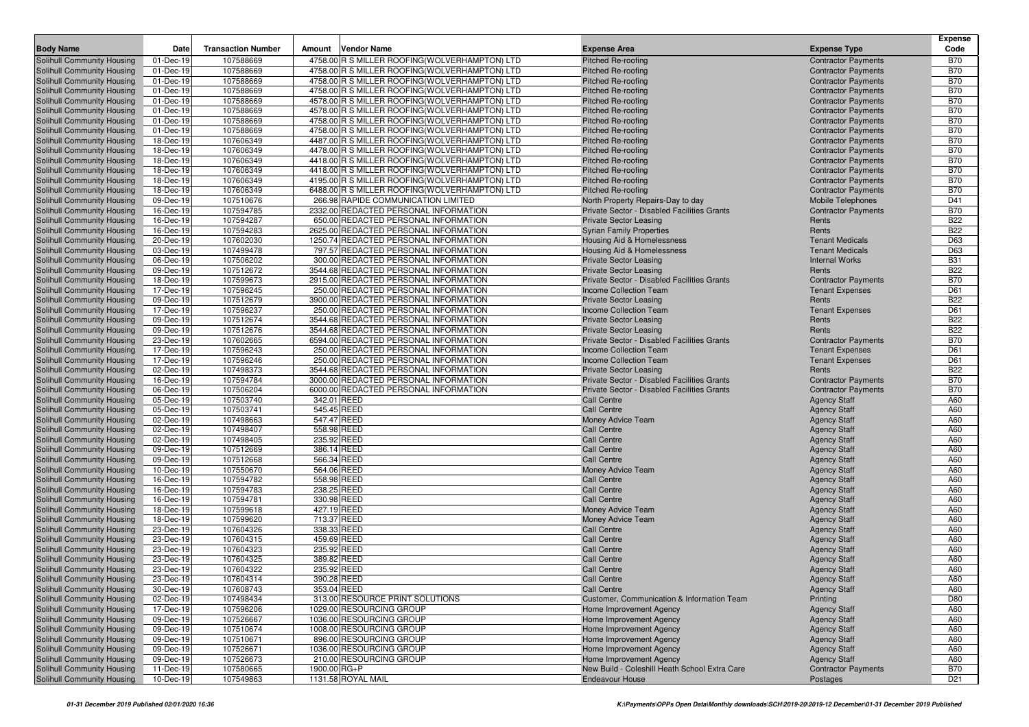| Body Name | Date | Transaction Number | Amount | Vendor Name | Expense Area | Expense Type | Expense Code |
|---|---|---|---|---|---|---|---|
| Solihull Community Housing | 01-Dec-19 | 107588669 | 4758.00 | R S MILLER ROOFING(WOLVERHAMPTON) LTD | Pitched Re-roofing | Contractor Payments | B70 |
| Solihull Community Housing | 01-Dec-19 | 107588669 | 4758.00 | R S MILLER ROOFING(WOLVERHAMPTON) LTD | Pitched Re-roofing | Contractor Payments | B70 |
| Solihull Community Housing | 01-Dec-19 | 107588669 | 4758.00 | R S MILLER ROOFING(WOLVERHAMPTON) LTD | Pitched Re-roofing | Contractor Payments | B70 |
| Solihull Community Housing | 01-Dec-19 | 107588669 | 4758.00 | R S MILLER ROOFING(WOLVERHAMPTON) LTD | Pitched Re-roofing | Contractor Payments | B70 |
| Solihull Community Housing | 01-Dec-19 | 107588669 | 4578.00 | R S MILLER ROOFING(WOLVERHAMPTON) LTD | Pitched Re-roofing | Contractor Payments | B70 |
| Solihull Community Housing | 01-Dec-19 | 107588669 | 4578.00 | R S MILLER ROOFING(WOLVERHAMPTON) LTD | Pitched Re-roofing | Contractor Payments | B70 |
| Solihull Community Housing | 01-Dec-19 | 107588669 | 4758.00 | R S MILLER ROOFING(WOLVERHAMPTON) LTD | Pitched Re-roofing | Contractor Payments | B70 |
| Solihull Community Housing | 01-Dec-19 | 107588669 | 4758.00 | R S MILLER ROOFING(WOLVERHAMPTON) LTD | Pitched Re-roofing | Contractor Payments | B70 |
| Solihull Community Housing | 18-Dec-19 | 107606349 | 4487.00 | R S MILLER ROOFING(WOLVERHAMPTON) LTD | Pitched Re-roofing | Contractor Payments | B70 |
| Solihull Community Housing | 18-Dec-19 | 107606349 | 4478.00 | R S MILLER ROOFING(WOLVERHAMPTON) LTD | Pitched Re-roofing | Contractor Payments | B70 |
| Solihull Community Housing | 18-Dec-19 | 107606349 | 4418.00 | R S MILLER ROOFING(WOLVERHAMPTON) LTD | Pitched Re-roofing | Contractor Payments | B70 |
| Solihull Community Housing | 18-Dec-19 | 107606349 | 4418.00 | R S MILLER ROOFING(WOLVERHAMPTON) LTD | Pitched Re-roofing | Contractor Payments | B70 |
| Solihull Community Housing | 18-Dec-19 | 107606349 | 4195.00 | R S MILLER ROOFING(WOLVERHAMPTON) LTD | Pitched Re-roofing | Contractor Payments | B70 |
| Solihull Community Housing | 18-Dec-19 | 107606349 | 6488.00 | R S MILLER ROOFING(WOLVERHAMPTON) LTD | Pitched Re-roofing | Contractor Payments | B70 |
| Solihull Community Housing | 09-Dec-19 | 107510676 | 266.98 | RAPIDE COMMUNICATION LIMITED | North Property Repairs-Day to day | Mobile Telephones | D41 |
| Solihull Community Housing | 16-Dec-19 | 107594785 | 2332.00 | REDACTED PERSONAL INFORMATION | Private Sector - Disabled Facilities Grants | Contractor Payments | B70 |
| Solihull Community Housing | 16-Dec-19 | 107594287 | 650.00 | REDACTED PERSONAL INFORMATION | Private Sector Leasing | Rents | B22 |
| Solihull Community Housing | 16-Dec-19 | 107594283 | 2625.00 | REDACTED PERSONAL INFORMATION | Syrian Family Properties | Rents | B22 |
| Solihull Community Housing | 20-Dec-19 | 107602030 | 1250.74 | REDACTED PERSONAL INFORMATION | Housing Aid & Homelessness | Tenant Medicals | D63 |
| Solihull Community Housing | 03-Dec-19 | 107499478 | 797.57 | REDACTED PERSONAL INFORMATION | Housing Aid & Homelessness | Tenant Medicals | D63 |
| Solihull Community Housing | 06-Dec-19 | 107506202 | 300.00 | REDACTED PERSONAL INFORMATION | Private Sector Leasing | Internal Works | B31 |
| Solihull Community Housing | 09-Dec-19 | 107512672 | 3544.68 | REDACTED PERSONAL INFORMATION | Private Sector Leasing | Rents | B22 |
| Solihull Community Housing | 18-Dec-19 | 107599673 | 2915.00 | REDACTED PERSONAL INFORMATION | Private Sector - Disabled Facilities Grants | Contractor Payments | B70 |
| Solihull Community Housing | 17-Dec-19 | 107596245 | 250.00 | REDACTED PERSONAL INFORMATION | Income Collection Team | Tenant Expenses | D61 |
| Solihull Community Housing | 09-Dec-19 | 107512679 | 3900.00 | REDACTED PERSONAL INFORMATION | Private Sector Leasing | Rents | B22 |
| Solihull Community Housing | 17-Dec-19 | 107596237 | 250.00 | REDACTED PERSONAL INFORMATION | Income Collection Team | Tenant Expenses | D61 |
| Solihull Community Housing | 09-Dec-19 | 107512674 | 3544.68 | REDACTED PERSONAL INFORMATION | Private Sector Leasing | Rents | B22 |
| Solihull Community Housing | 09-Dec-19 | 107512676 | 3544.68 | REDACTED PERSONAL INFORMATION | Private Sector Leasing | Rents | B22 |
| Solihull Community Housing | 23-Dec-19 | 107602665 | 6594.00 | REDACTED PERSONAL INFORMATION | Private Sector - Disabled Facilities Grants | Contractor Payments | B70 |
| Solihull Community Housing | 17-Dec-19 | 107596243 | 250.00 | REDACTED PERSONAL INFORMATION | Income Collection Team | Tenant Expenses | D61 |
| Solihull Community Housing | 17-Dec-19 | 107596246 | 250.00 | REDACTED PERSONAL INFORMATION | Income Collection Team | Tenant Expenses | D61 |
| Solihull Community Housing | 02-Dec-19 | 107498373 | 3544.68 | REDACTED PERSONAL INFORMATION | Private Sector Leasing | Rents | B22 |
| Solihull Community Housing | 16-Dec-19 | 107594784 | 3000.00 | REDACTED PERSONAL INFORMATION | Private Sector - Disabled Facilities Grants | Contractor Payments | B70 |
| Solihull Community Housing | 06-Dec-19 | 107506204 | 6000.00 | REDACTED PERSONAL INFORMATION | Private Sector - Disabled Facilities Grants | Contractor Payments | B70 |
| Solihull Community Housing | 05-Dec-19 | 107503740 | 342.01 | REED | Call Centre | Agency Staff | A60 |
| Solihull Community Housing | 05-Dec-19 | 107503741 | 545.45 | REED | Call Centre | Agency Staff | A60 |
| Solihull Community Housing | 02-Dec-19 | 107498663 | 547.47 | REED | Money Advice Team | Agency Staff | A60 |
| Solihull Community Housing | 02-Dec-19 | 107498407 | 558.98 | REED | Call Centre | Agency Staff | A60 |
| Solihull Community Housing | 02-Dec-19 | 107498405 | 235.92 | REED | Call Centre | Agency Staff | A60 |
| Solihull Community Housing | 09-Dec-19 | 107512669 | 386.14 | REED | Call Centre | Agency Staff | A60 |
| Solihull Community Housing | 09-Dec-19 | 107512668 | 566.34 | REED | Call Centre | Agency Staff | A60 |
| Solihull Community Housing | 10-Dec-19 | 107550670 | 564.06 | REED | Money Advice Team | Agency Staff | A60 |
| Solihull Community Housing | 16-Dec-19 | 107594782 | 558.98 | REED | Call Centre | Agency Staff | A60 |
| Solihull Community Housing | 16-Dec-19 | 107594783 | 238.25 | REED | Call Centre | Agency Staff | A60 |
| Solihull Community Housing | 16-Dec-19 | 107594781 | 330.98 | REED | Call Centre | Agency Staff | A60 |
| Solihull Community Housing | 18-Dec-19 | 107599618 | 427.19 | REED | Money Advice Team | Agency Staff | A60 |
| Solihull Community Housing | 18-Dec-19 | 107599620 | 713.37 | REED | Money Advice Team | Agency Staff | A60 |
| Solihull Community Housing | 23-Dec-19 | 107604326 | 338.33 | REED | Call Centre | Agency Staff | A60 |
| Solihull Community Housing | 23-Dec-19 | 107604315 | 459.69 | REED | Call Centre | Agency Staff | A60 |
| Solihull Community Housing | 23-Dec-19 | 107604323 | 235.92 | REED | Call Centre | Agency Staff | A60 |
| Solihull Community Housing | 23-Dec-19 | 107604325 | 389.82 | REED | Call Centre | Agency Staff | A60 |
| Solihull Community Housing | 23-Dec-19 | 107604322 | 235.92 | REED | Call Centre | Agency Staff | A60 |
| Solihull Community Housing | 23-Dec-19 | 107604314 | 390.28 | REED | Call Centre | Agency Staff | A60 |
| Solihull Community Housing | 30-Dec-19 | 107608743 | 353.04 | REED | Call Centre | Agency Staff | A60 |
| Solihull Community Housing | 02-Dec-19 | 107498434 | 313.00 | RESOURCE PRINT SOLUTIONS | Customer, Communication & Information Team | Printing | D80 |
| Solihull Community Housing | 17-Dec-19 | 107596206 | 1029.00 | RESOURCING GROUP | Home Improvement Agency | Agency Staff | A60 |
| Solihull Community Housing | 09-Dec-19 | 107526667 | 1036.00 | RESOURCING GROUP | Home Improvement Agency | Agency Staff | A60 |
| Solihull Community Housing | 09-Dec-19 | 107510674 | 1008.00 | RESOURCING GROUP | Home Improvement Agency | Agency Staff | A60 |
| Solihull Community Housing | 09-Dec-19 | 107510671 | 896.00 | RESOURCING GROUP | Home Improvement Agency | Agency Staff | A60 |
| Solihull Community Housing | 09-Dec-19 | 107526671 | 1036.00 | RESOURCING GROUP | Home Improvement Agency | Agency Staff | A60 |
| Solihull Community Housing | 09-Dec-19 | 107526673 | 210.00 | RESOURCING GROUP | Home Improvement Agency | Agency Staff | A60 |
| Solihull Community Housing | 11-Dec-19 | 107580665 | 1900.00 | RG+P | New Build - Coleshill Heath School Extra Care | Contractor Payments | B70 |
| Solihull Community Housing | 10-Dec-19 | 107549863 | 1131.58 | ROYAL MAIL | Endeavour House | Postages | D21 |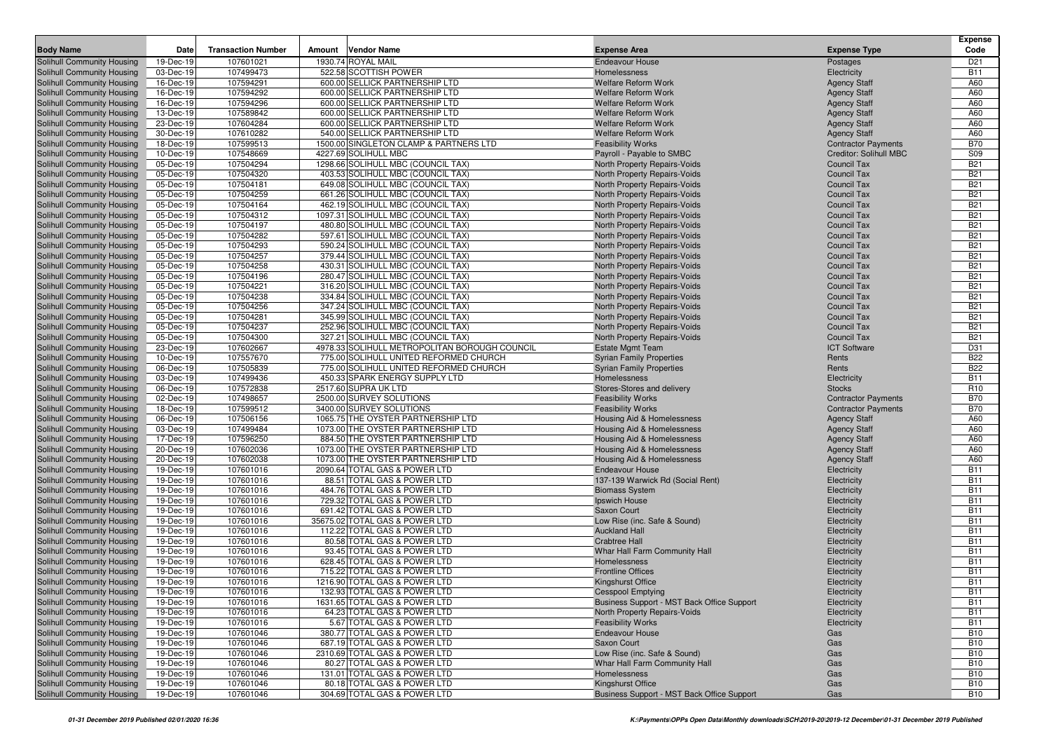| Body Name | Date | Transaction Number | Amount | Vendor Name | Expense Area | Expense Type | Expense Code |
|---|---|---|---|---|---|---|---|
| Solihull Community Housing | 19-Dec-19 | 107601021 | 1930.74 | ROYAL MAIL | Endeavour House | Postages | D21 |
| Solihull Community Housing | 03-Dec-19 | 107499473 | 522.58 | SCOTTISH POWER | Homelessness | Electricity | B11 |
| Solihull Community Housing | 16-Dec-19 | 107594291 | 600.00 | SELLICK PARTNERSHIP LTD | Welfare Reform Work | Agency Staff | A60 |
| Solihull Community Housing | 16-Dec-19 | 107594292 | 600.00 | SELLICK PARTNERSHIP LTD | Welfare Reform Work | Agency Staff | A60 |
| Solihull Community Housing | 16-Dec-19 | 107594296 | 600.00 | SELLICK PARTNERSHIP LTD | Welfare Reform Work | Agency Staff | A60 |
| Solihull Community Housing | 13-Dec-19 | 107589842 | 600.00 | SELLICK PARTNERSHIP LTD | Welfare Reform Work | Agency Staff | A60 |
| Solihull Community Housing | 23-Dec-19 | 107604284 | 600.00 | SELLICK PARTNERSHIP LTD | Welfare Reform Work | Agency Staff | A60 |
| Solihull Community Housing | 30-Dec-19 | 107610282 | 540.00 | SELLICK PARTNERSHIP LTD | Welfare Reform Work | Agency Staff | A60 |
| Solihull Community Housing | 18-Dec-19 | 107599513 | 1500.00 | SINGLETON CLAMP & PARTNERS LTD | Feasibility Works | Contractor Payments | B70 |
| Solihull Community Housing | 10-Dec-19 | 107548669 | 4227.69 | SOLIHULL MBC | Payroll - Payable to SMBC | Creditor: Solihull MBC | S09 |
| Solihull Community Housing | 05-Dec-19 | 107504294 | 1298.66 | SOLIHULL MBC (COUNCIL TAX) | North Property Repairs-Voids | Council Tax | B21 |
| Solihull Community Housing | 05-Dec-19 | 107504320 | 403.53 | SOLIHULL MBC (COUNCIL TAX) | North Property Repairs-Voids | Council Tax | B21 |
| Solihull Community Housing | 05-Dec-19 | 107504181 | 649.08 | SOLIHULL MBC (COUNCIL TAX) | North Property Repairs-Voids | Council Tax | B21 |
| Solihull Community Housing | 05-Dec-19 | 107504259 | 661.26 | SOLIHULL MBC (COUNCIL TAX) | North Property Repairs-Voids | Council Tax | B21 |
| Solihull Community Housing | 05-Dec-19 | 107504164 | 462.19 | SOLIHULL MBC (COUNCIL TAX) | North Property Repairs-Voids | Council Tax | B21 |
| Solihull Community Housing | 05-Dec-19 | 107504312 | 1097.31 | SOLIHULL MBC (COUNCIL TAX) | North Property Repairs-Voids | Council Tax | B21 |
| Solihull Community Housing | 05-Dec-19 | 107504197 | 480.80 | SOLIHULL MBC (COUNCIL TAX) | North Property Repairs-Voids | Council Tax | B21 |
| Solihull Community Housing | 05-Dec-19 | 107504282 | 597.61 | SOLIHULL MBC (COUNCIL TAX) | North Property Repairs-Voids | Council Tax | B21 |
| Solihull Community Housing | 05-Dec-19 | 107504293 | 590.24 | SOLIHULL MBC (COUNCIL TAX) | North Property Repairs-Voids | Council Tax | B21 |
| Solihull Community Housing | 05-Dec-19 | 107504257 | 379.44 | SOLIHULL MBC (COUNCIL TAX) | North Property Repairs-Voids | Council Tax | B21 |
| Solihull Community Housing | 05-Dec-19 | 107504258 | 430.31 | SOLIHULL MBC (COUNCIL TAX) | North Property Repairs-Voids | Council Tax | B21 |
| Solihull Community Housing | 05-Dec-19 | 107504196 | 280.47 | SOLIHULL MBC (COUNCIL TAX) | North Property Repairs-Voids | Council Tax | B21 |
| Solihull Community Housing | 05-Dec-19 | 107504221 | 316.20 | SOLIHULL MBC (COUNCIL TAX) | North Property Repairs-Voids | Council Tax | B21 |
| Solihull Community Housing | 05-Dec-19 | 107504238 | 334.84 | SOLIHULL MBC (COUNCIL TAX) | North Property Repairs-Voids | Council Tax | B21 |
| Solihull Community Housing | 05-Dec-19 | 107504256 | 347.24 | SOLIHULL MBC (COUNCIL TAX) | North Property Repairs-Voids | Council Tax | B21 |
| Solihull Community Housing | 05-Dec-19 | 107504281 | 345.99 | SOLIHULL MBC (COUNCIL TAX) | North Property Repairs-Voids | Council Tax | B21 |
| Solihull Community Housing | 05-Dec-19 | 107504237 | 252.96 | SOLIHULL MBC (COUNCIL TAX) | North Property Repairs-Voids | Council Tax | B21 |
| Solihull Community Housing | 05-Dec-19 | 107504300 | 327.21 | SOLIHULL MBC (COUNCIL TAX) | North Property Repairs-Voids | Council Tax | B21 |
| Solihull Community Housing | 23-Dec-19 | 107602667 | 4978.33 | SOLIHULL METROPOLITAN BOROUGH COUNCIL | Estate Mgmt Team | ICT Software | D31 |
| Solihull Community Housing | 10-Dec-19 | 107557670 | 775.00 | SOLIHULL UNITED REFORMED CHURCH | Syrian Family Properties | Rents | B22 |
| Solihull Community Housing | 06-Dec-19 | 107505839 | 775.00 | SOLIHULL UNITED REFORMED CHURCH | Syrian Family Properties | Rents | B22 |
| Solihull Community Housing | 03-Dec-19 | 107499436 | 450.33 | SPARK ENERGY SUPPLY LTD | Homelessness | Electricity | B11 |
| Solihull Community Housing | 06-Dec-19 | 107572838 | 2517.60 | SUPRA UK LTD | Stores-Stores and delivery | Stocks | R10 |
| Solihull Community Housing | 02-Dec-19 | 107498657 | 2500.00 | SURVEY SOLUTIONS | Feasibility Works | Contractor Payments | B70 |
| Solihull Community Housing | 18-Dec-19 | 107599512 | 3400.00 | SURVEY SOLUTIONS | Feasibility Works | Contractor Payments | B70 |
| Solihull Community Housing | 06-Dec-19 | 107506156 | 1065.75 | THE OYSTER PARTNERSHIP LTD | Housing Aid & Homelessness | Agency Staff | A60 |
| Solihull Community Housing | 03-Dec-19 | 107499484 | 1073.00 | THE OYSTER PARTNERSHIP LTD | Housing Aid & Homelessness | Agency Staff | A60 |
| Solihull Community Housing | 17-Dec-19 | 107596250 | 884.50 | THE OYSTER PARTNERSHIP LTD | Housing Aid & Homelessness | Agency Staff | A60 |
| Solihull Community Housing | 20-Dec-19 | 107602036 | 1073.00 | THE OYSTER PARTNERSHIP LTD | Housing Aid & Homelessness | Agency Staff | A60 |
| Solihull Community Housing | 20-Dec-19 | 107602038 | 1073.00 | THE OYSTER PARTNERSHIP LTD | Housing Aid & Homelessness | Agency Staff | A60 |
| Solihull Community Housing | 19-Dec-19 | 107601016 | 2090.64 | TOTAL GAS & POWER LTD | Endeavour House | Electricity | B11 |
| Solihull Community Housing | 19-Dec-19 | 107601016 | 88.51 | TOTAL GAS & POWER LTD | 137-139 Warwick Rd (Social Rent) | Electricity | B11 |
| Solihull Community Housing | 19-Dec-19 | 107601016 | 484.76 | TOTAL GAS & POWER LTD | Biomass System | Electricity | B11 |
| Solihull Community Housing | 19-Dec-19 | 107601016 | 729.32 | TOTAL GAS & POWER LTD | Ipswich House | Electricity | B11 |
| Solihull Community Housing | 19-Dec-19 | 107601016 | 691.42 | TOTAL GAS & POWER LTD | Saxon Court | Electricity | B11 |
| Solihull Community Housing | 19-Dec-19 | 107601016 | 35675.02 | TOTAL GAS & POWER LTD | Low Rise (inc. Safe & Sound) | Electricity | B11 |
| Solihull Community Housing | 19-Dec-19 | 107601016 | 112.22 | TOTAL GAS & POWER LTD | Auckland Hall | Electricity | B11 |
| Solihull Community Housing | 19-Dec-19 | 107601016 | 80.58 | TOTAL GAS & POWER LTD | Crabtree Hall | Electricity | B11 |
| Solihull Community Housing | 19-Dec-19 | 107601016 | 93.45 | TOTAL GAS & POWER LTD | Whar Hall Farm Community Hall | Electricity | B11 |
| Solihull Community Housing | 19-Dec-19 | 107601016 | 628.45 | TOTAL GAS & POWER LTD | Homelessness | Electricity | B11 |
| Solihull Community Housing | 19-Dec-19 | 107601016 | 715.22 | TOTAL GAS & POWER LTD | Frontline Offices | Electricity | B11 |
| Solihull Community Housing | 19-Dec-19 | 107601016 | 1216.90 | TOTAL GAS & POWER LTD | Kingshurst Office | Electricity | B11 |
| Solihull Community Housing | 19-Dec-19 | 107601016 | 132.93 | TOTAL GAS & POWER LTD | Cesspool Emptying | Electricity | B11 |
| Solihull Community Housing | 19-Dec-19 | 107601016 | 1631.65 | TOTAL GAS & POWER LTD | Business Support - MST Back Office Support | Electricity | B11 |
| Solihull Community Housing | 19-Dec-19 | 107601016 | 64.23 | TOTAL GAS & POWER LTD | North Property Repairs-Voids | Electricity | B11 |
| Solihull Community Housing | 19-Dec-19 | 107601016 | 5.67 | TOTAL GAS & POWER LTD | Feasibility Works | Electricity | B11 |
| Solihull Community Housing | 19-Dec-19 | 107601046 | 380.77 | TOTAL GAS & POWER LTD | Endeavour House | Gas | B10 |
| Solihull Community Housing | 19-Dec-19 | 107601046 | 687.19 | TOTAL GAS & POWER LTD | Saxon Court | Gas | B10 |
| Solihull Community Housing | 19-Dec-19 | 107601046 | 2310.69 | TOTAL GAS & POWER LTD | Low Rise (inc. Safe & Sound) | Gas | B10 |
| Solihull Community Housing | 19-Dec-19 | 107601046 | 80.27 | TOTAL GAS & POWER LTD | Whar Hall Farm Community Hall | Gas | B10 |
| Solihull Community Housing | 19-Dec-19 | 107601046 | 131.01 | TOTAL GAS & POWER LTD | Homelessness | Gas | B10 |
| Solihull Community Housing | 19-Dec-19 | 107601046 | 80.18 | TOTAL GAS & POWER LTD | Kingshurst Office | Gas | B10 |
| Solihull Community Housing | 19-Dec-19 | 107601046 | 304.69 | TOTAL GAS & POWER LTD | Business Support - MST Back Office Support | Gas | B10 |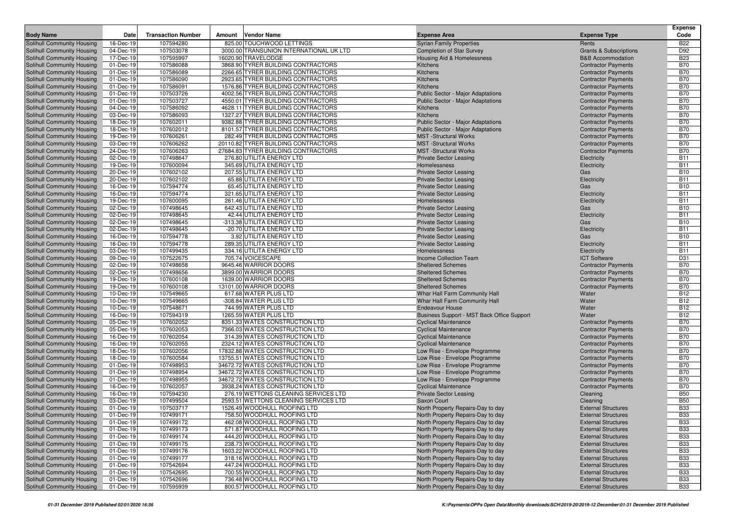| Body Name | Date | Transaction Number | Amount | Vendor Name | Expense Area | Expense Type | Expense Code |
|---|---|---|---|---|---|---|---|
| Solihull Community Housing | 16-Dec-19 | 107594280 | 825.00 | TOUCHWOOD LETTINGS | Syrian Family Properties | Rents | B22 |
| Solihull Community Housing | 04-Dec-19 | 107503078 | 3000.00 | TRANSUNION INTERNATIONAL UK LTD | Completion of Star Survey | Grants & Subscriptions | D92 |
| Solihull Community Housing | 17-Dec-19 | 107595997 | 16020.90 | TRAVELODGE | Housing Aid & Homelessness | B&B Accommodation | B23 |
| Solihull Community Housing | 01-Dec-19 | 107586088 | 3868.90 | TYRER BUILDING CONTRACTORS | Kitchens | Contractor Payments | B70 |
| Solihull Community Housing | 01-Dec-19 | 107586089 | 2266.65 | TYRER BUILDING CONTRACTORS | Kitchens | Contractor Payments | B70 |
| Solihull Community Housing | 01-Dec-19 | 107586090 | 2923.65 | TYRER BUILDING CONTRACTORS | Kitchens | Contractor Payments | B70 |
| Solihull Community Housing | 01-Dec-19 | 107586091 | 1576.86 | TYRER BUILDING CONTRACTORS | Kitchens | Contractor Payments | B70 |
| Solihull Community Housing | 01-Dec-19 | 107503726 | 4002.56 | TYRER BUILDING CONTRACTORS | Public Sector - Major Adaptations | Contractor Payments | B70 |
| Solihull Community Housing | 01-Dec-19 | 107503727 | 4550.01 | TYRER BUILDING CONTRACTORS | Public Sector - Major Adaptations | Contractor Payments | B70 |
| Solihull Community Housing | 04-Dec-19 | 107586092 | 4628.11 | TYRER BUILDING CONTRACTORS | Kitchens | Contractor Payments | B70 |
| Solihull Community Housing | 03-Dec-19 | 107586093 | 1327.27 | TYRER BUILDING CONTRACTORS | Kitchens | Contractor Payments | B70 |
| Solihull Community Housing | 18-Dec-19 | 107602011 | 9382.88 | TYRER BUILDING CONTRACTORS | Public Sector - Major Adaptations | Contractor Payments | B70 |
| Solihull Community Housing | 18-Dec-19 | 107602012 | 8101.57 | TYRER BUILDING CONTRACTORS | Public Sector - Major Adaptations | Contractor Payments | B70 |
| Solihull Community Housing | 19-Dec-19 | 107606261 | 282.49 | TYRER BUILDING CONTRACTORS | MST -Structural Works | Contractor Payments | B70 |
| Solihull Community Housing | 03-Dec-19 | 107606262 | 20110.82 | TYRER BUILDING CONTRACTORS | MST -Structural Works | Contractor Payments | B70 |
| Solihull Community Housing | 24-Dec-19 | 107606263 | 27684.83 | TYRER BUILDING CONTRACTORS | MST -Structural Works | Contractor Payments | B70 |
| Solihull Community Housing | 02-Dec-19 | 107498647 | 276.80 | UTILITA ENERGY LTD | Private Sector Leasing | Electricity | B11 |
| Solihull Community Housing | 19-Dec-19 | 107600094 | 345.69 | UTILITA ENERGY LTD | Homelessness | Electricity | B11 |
| Solihull Community Housing | 20-Dec-19 | 107602102 | 207.55 | UTILITA ENERGY LTD | Private Sector Leasing | Gas | B10 |
| Solihull Community Housing | 20-Dec-19 | 107602102 | 65.88 | UTILITA ENERGY LTD | Private Sector Leasing | Electricity | B11 |
| Solihull Community Housing | 16-Dec-19 | 107594774 | 65.45 | UTILITA ENERGY LTD | Private Sector Leasing | Gas | B10 |
| Solihull Community Housing | 16-Dec-19 | 107594774 | 321.65 | UTILITA ENERGY LTD | Private Sector Leasing | Electricity | B11 |
| Solihull Community Housing | 19-Dec-19 | 107600095 | 261.46 | UTILITA ENERGY LTD | Homelessness | Electricity | B11 |
| Solihull Community Housing | 02-Dec-19 | 107498645 | 642.43 | UTILITA ENERGY LTD | Private Sector Leasing | Gas | B10 |
| Solihull Community Housing | 02-Dec-19 | 107498645 | 42.44 | UTILITA ENERGY LTD | Private Sector Leasing | Electricity | B11 |
| Solihull Community Housing | 02-Dec-19 | 107498645 | -313.38 | UTILITA ENERGY LTD | Private Sector Leasing | Gas | B10 |
| Solihull Community Housing | 02-Dec-19 | 107498645 | -20.70 | UTILITA ENERGY LTD | Private Sector Leasing | Electricity | B11 |
| Solihull Community Housing | 16-Dec-19 | 107594778 | 3.92 | UTILITA ENERGY LTD | Private Sector Leasing | Gas | B10 |
| Solihull Community Housing | 16-Dec-19 | 107594778 | 289.35 | UTILITA ENERGY LTD | Private Sector Leasing | Electricity | B11 |
| Solihull Community Housing | 03-Dec-19 | 107499435 | 334.16 | UTILITA ENERGY LTD | Homelessness | Electricity | B11 |
| Solihull Community Housing | 09-Dec-19 | 107522675 | 705.74 | VOICESCAPE | Income Collection Team | ICT Software | D31 |
| Solihull Community Housing | 02-Dec-19 | 107498658 | 9645.46 | WARRIOR DOORS | Sheltered Schemes | Contractor Payments | B70 |
| Solihull Community Housing | 02-Dec-19 | 107498656 | 3899.00 | WARRIOR DOORS | Sheltered Schemes | Contractor Payments | B70 |
| Solihull Community Housing | 19-Dec-19 | 107600108 | 1639.00 | WARRIOR DOORS | Sheltered Schemes | Contractor Payments | B70 |
| Solihull Community Housing | 19-Dec-19 | 107600108 | 13101.00 | WARRIOR DOORS | Sheltered Schemes | Contractor Payments | B70 |
| Solihull Community Housing | 10-Dec-19 | 107549665 | 617.68 | WATER PLUS LTD | Whar Hall Farm Community Hall | Water | B12 |
| Solihull Community Housing | 10-Dec-19 | 107549665 | -308.84 | WATER PLUS LTD | Whar Hall Farm Community Hall | Water | B12 |
| Solihull Community Housing | 10-Dec-19 | 107548671 | 744.99 | WATER PLUS LTD | Endeavour House | Water | B12 |
| Solihull Community Housing | 16-Dec-19 | 107594319 | 1265.59 | WATER PLUS LTD | Business Support - MST Back Office Support | Water | B12 |
| Solihull Community Housing | 05-Dec-19 | 107602052 | 8351.33 | WATES CONSTRUCTION LTD | Cyclical Maintenance | Contractor Payments | B70 |
| Solihull Community Housing | 05-Dec-19 | 107602053 | 7366.03 | WATES CONSTRUCTION LTD | Cyclical Maintenance | Contractor Payments | B70 |
| Solihull Community Housing | 16-Dec-19 | 107602054 | 314.39 | WATES CONSTRUCTION LTD | Cyclical Maintenance | Contractor Payments | B70 |
| Solihull Community Housing | 16-Dec-19 | 107602055 | 2324.12 | WATES CONSTRUCTION LTD | Cyclical Maintenance | Contractor Payments | B70 |
| Solihull Community Housing | 18-Dec-19 | 107602056 | 17832.88 | WATES CONSTRUCTION LTD | Low Rise - Envelope Programme | Contractor Payments | B70 |
| Solihull Community Housing | 18-Dec-19 | 107600584 | 13755.51 | WATES CONSTRUCTION LTD | Low Rise - Envelope Programme | Contractor Payments | B70 |
| Solihull Community Housing | 01-Dec-19 | 107498953 | 34672.72 | WATES CONSTRUCTION LTD | Low Rise - Envelope Programme | Contractor Payments | B70 |
| Solihull Community Housing | 01-Dec-19 | 107498954 | 34672.72 | WATES CONSTRUCTION LTD | Low Rise - Envelope Programme | Contractor Payments | B70 |
| Solihull Community Housing | 01-Dec-19 | 107498955 | 34672.72 | WATES CONSTRUCTION LTD | Low Rise - Envelope Programme | Contractor Payments | B70 |
| Solihull Community Housing | 16-Dec-19 | 107602057 | 3938.24 | WATES CONSTRUCTION LTD | Cyclical Maintenance | Contractor Payments | B70 |
| Solihull Community Housing | 16-Dec-19 | 107594230 | 276.19 | WETTONS CLEANING SERVICES LTD | Private Sector Leasing | Cleaning | B50 |
| Solihull Community Housing | 03-Dec-19 | 107499504 | 2593.51 | WETTONS CLEANING SERVICES LTD | Saxon Court | Cleaning | B50 |
| Solihull Community Housing | 01-Dec-19 | 107503717 | 1526.49 | WOODHULL ROOFING LTD | North Property Repairs-Day to day | External Structures | B33 |
| Solihull Community Housing | 01-Dec-19 | 107499171 | 758.50 | WOODHULL ROOFING LTD | North Property Repairs-Day to day | External Structures | B33 |
| Solihull Community Housing | 01-Dec-19 | 107499172 | 462.08 | WOODHULL ROOFING LTD | North Property Repairs-Day to day | External Structures | B33 |
| Solihull Community Housing | 01-Dec-19 | 107499173 | 571.87 | WOODHULL ROOFING LTD | North Property Repairs-Day to day | External Structures | B33 |
| Solihull Community Housing | 01-Dec-19 | 107499174 | 444.20 | WOODHULL ROOFING LTD | North Property Repairs-Day to day | External Structures | B33 |
| Solihull Community Housing | 01-Dec-19 | 107499175 | 238.73 | WOODHULL ROOFING LTD | North Property Repairs-Day to day | External Structures | B33 |
| Solihull Community Housing | 01-Dec-19 | 107499176 | 1603.22 | WOODHULL ROOFING LTD | North Property Repairs-Day to day | External Structures | B33 |
| Solihull Community Housing | 01-Dec-19 | 107499177 | 318.16 | WOODHULL ROOFING LTD | North Property Repairs-Day to day | External Structures | B33 |
| Solihull Community Housing | 01-Dec-19 | 107542694 | 447.24 | WOODHULL ROOFING LTD | North Property Repairs-Day to day | External Structures | B33 |
| Solihull Community Housing | 01-Dec-19 | 107542695 | 700.55 | WOODHULL ROOFING LTD | North Property Repairs-Day to day | External Structures | B33 |
| Solihull Community Housing | 01-Dec-19 | 107542696 | 736.48 | WOODHULL ROOFING LTD | North Property Repairs-Day to day | External Structures | B33 |
| Solihull Community Housing | 01-Dec-19 | 107595939 | 800.57 | WOODHULL ROOFING LTD | North Property Repairs-Day to day | External Structures | B33 |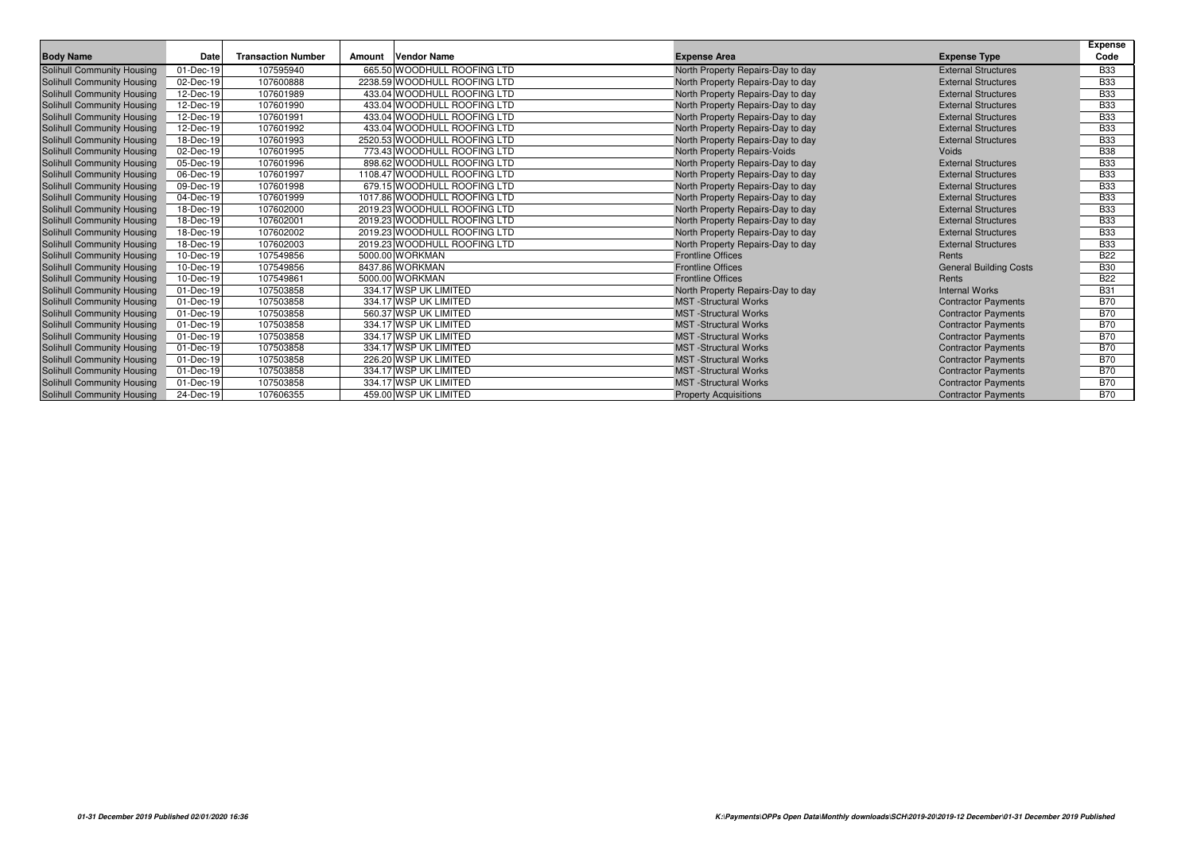| Body Name | Date | Transaction Number | Amount | Vendor Name | Expense Area | Expense Type | Expense Code |
|---|---|---|---|---|---|---|---|
| Solihull Community Housing | 01-Dec-19 | 107595940 | 665.50 | WOODHULL ROOFING LTD | North Property Repairs-Day to day | External Structures | B33 |
| Solihull Community Housing | 02-Dec-19 | 107600888 | 2238.59 | WOODHULL ROOFING LTD | North Property Repairs-Day to day | External Structures | B33 |
| Solihull Community Housing | 12-Dec-19 | 107601989 | 433.04 | WOODHULL ROOFING LTD | North Property Repairs-Day to day | External Structures | B33 |
| Solihull Community Housing | 12-Dec-19 | 107601990 | 433.04 | WOODHULL ROOFING LTD | North Property Repairs-Day to day | External Structures | B33 |
| Solihull Community Housing | 12-Dec-19 | 107601991 | 433.04 | WOODHULL ROOFING LTD | North Property Repairs-Day to day | External Structures | B33 |
| Solihull Community Housing | 12-Dec-19 | 107601992 | 433.04 | WOODHULL ROOFING LTD | North Property Repairs-Day to day | External Structures | B33 |
| Solihull Community Housing | 18-Dec-19 | 107601993 | 2520.53 | WOODHULL ROOFING LTD | North Property Repairs-Day to day | External Structures | B33 |
| Solihull Community Housing | 02-Dec-19 | 107601995 | 773.43 | WOODHULL ROOFING LTD | North Property Repairs-Voids | Voids | B38 |
| Solihull Community Housing | 05-Dec-19 | 107601996 | 898.62 | WOODHULL ROOFING LTD | North Property Repairs-Day to day | External Structures | B33 |
| Solihull Community Housing | 06-Dec-19 | 107601997 | 1108.47 | WOODHULL ROOFING LTD | North Property Repairs-Day to day | External Structures | B33 |
| Solihull Community Housing | 09-Dec-19 | 107601998 | 679.15 | WOODHULL ROOFING LTD | North Property Repairs-Day to day | External Structures | B33 |
| Solihull Community Housing | 04-Dec-19 | 107601999 | 1017.86 | WOODHULL ROOFING LTD | North Property Repairs-Day to day | External Structures | B33 |
| Solihull Community Housing | 18-Dec-19 | 107602000 | 2019.23 | WOODHULL ROOFING LTD | North Property Repairs-Day to day | External Structures | B33 |
| Solihull Community Housing | 18-Dec-19 | 107602001 | 2019.23 | WOODHULL ROOFING LTD | North Property Repairs-Day to day | External Structures | B33 |
| Solihull Community Housing | 18-Dec-19 | 107602002 | 2019.23 | WOODHULL ROOFING LTD | North Property Repairs-Day to day | External Structures | B33 |
| Solihull Community Housing | 18-Dec-19 | 107602003 | 2019.23 | WOODHULL ROOFING LTD | North Property Repairs-Day to day | External Structures | B33 |
| Solihull Community Housing | 10-Dec-19 | 107549856 | 5000.00 | WORKMAN | Frontline Offices | Rents | B22 |
| Solihull Community Housing | 10-Dec-19 | 107549856 | 8437.86 | WORKMAN | Frontline Offices | General Building Costs | B30 |
| Solihull Community Housing | 10-Dec-19 | 107549861 | 5000.00 | WORKMAN | Frontline Offices | Rents | B22 |
| Solihull Community Housing | 01-Dec-19 | 107503858 | 334.17 | WSP UK LIMITED | North Property Repairs-Day to day | Internal Works | B31 |
| Solihull Community Housing | 01-Dec-19 | 107503858 | 334.17 | WSP UK LIMITED | MST -Structural Works | Contractor Payments | B70 |
| Solihull Community Housing | 01-Dec-19 | 107503858 | 560.37 | WSP UK LIMITED | MST -Structural Works | Contractor Payments | B70 |
| Solihull Community Housing | 01-Dec-19 | 107503858 | 334.17 | WSP UK LIMITED | MST -Structural Works | Contractor Payments | B70 |
| Solihull Community Housing | 01-Dec-19 | 107503858 | 334.17 | WSP UK LIMITED | MST -Structural Works | Contractor Payments | B70 |
| Solihull Community Housing | 01-Dec-19 | 107503858 | 334.17 | WSP UK LIMITED | MST -Structural Works | Contractor Payments | B70 |
| Solihull Community Housing | 01-Dec-19 | 107503858 | 226.20 | WSP UK LIMITED | MST -Structural Works | Contractor Payments | B70 |
| Solihull Community Housing | 01-Dec-19 | 107503858 | 334.17 | WSP UK LIMITED | MST -Structural Works | Contractor Payments | B70 |
| Solihull Community Housing | 01-Dec-19 | 107503858 | 334.17 | WSP UK LIMITED | MST -Structural Works | Contractor Payments | B70 |
| Solihull Community Housing | 24-Dec-19 | 107606355 | 459.00 | WSP UK LIMITED | Property Acquisitions | Contractor Payments | B70 |